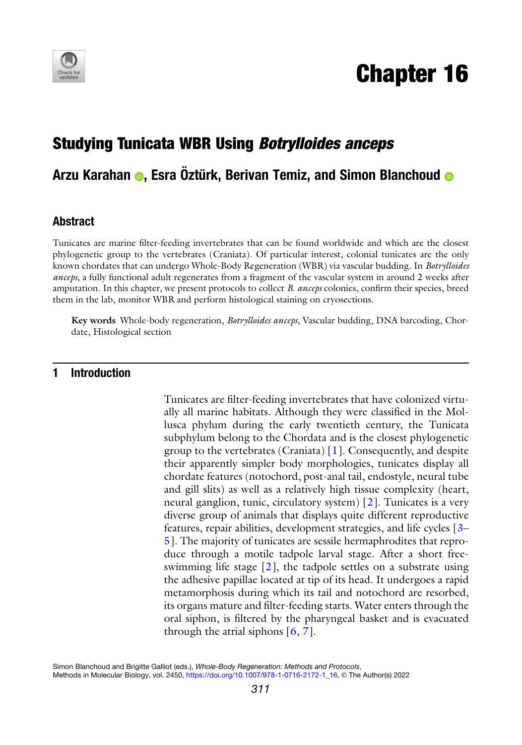# Chapter 16

## Studying Tunicata WBR Using *Botrylloides anceps*

**Arzu Karahan, Esra Öztürk, Berivan Temiz, and Simon Blanchoud**

### Abstract

Tunicates are marine filter-feeding invertebrates that can be found worldwide and which are the closest phylogenetic group to the vertebrates (Craniata). Of particular interest, colonial tunicates are the only known chordates that can undergo Whole-Body Regeneration (WBR) via vascular budding. In *Botrylloides anceps*, a fully functional adult regenerates from a fragment of the vascular system in around 2 weeks after amputation. In this chapter, we present protocols to collect *B. anceps* colonies, confirm their species, breed them in the lab, monitor WBR and perform histological staining on cryosections.

**Key words** Whole-body regeneration, *Botrylloides anceps*, Vascular budding, DNA barcoding, Chordate, Histological section

## 1 Introduction

Tunicates are filter-feeding invertebrates that have colonized virtually all marine habitats. Although they were classified in the Mollusca phylum during the early twentieth century, the Tunicata subphylum belong to the Chordata and is the closest phylogenetic group to the vertebrates (Craniata) [1]. Consequently, and despite their apparently simpler body morphologies, tunicates display all chordate features (notochord, post-anal tail, endostyle, neural tube and gill slits) as well as a relatively high tissue complexity (heart, neural ganglion, tunic, circulatory system) [2]. Tunicates is a very diverse group of animals that displays quite different reproductive features, repair abilities, development strategies, and life cycles [3–5]. The majority of tunicates are sessile hermaphrodites that reproduce through a motile tadpole larval stage. After a short free-swimming life stage [2], the tadpole settles on a substrate using the adhesive papillae located at tip of its head. It undergoes a rapid metamorphosis during which its tail and notochord are resorbed, its organs mature and filter-feeding starts. Water enters through the oral siphon, is filtered by the pharyngeal basket and is evacuated through the atrial siphons [6, 7].

Simon Blanchoud and Brigitte Galliot (eds.), *Whole-Body Regeneration: Methods and Protocols*, Methods in Molecular Biology, vol. 2450, https://doi.org/10.1007/978-1-0716-2172-1_16, © The Author(s) 2022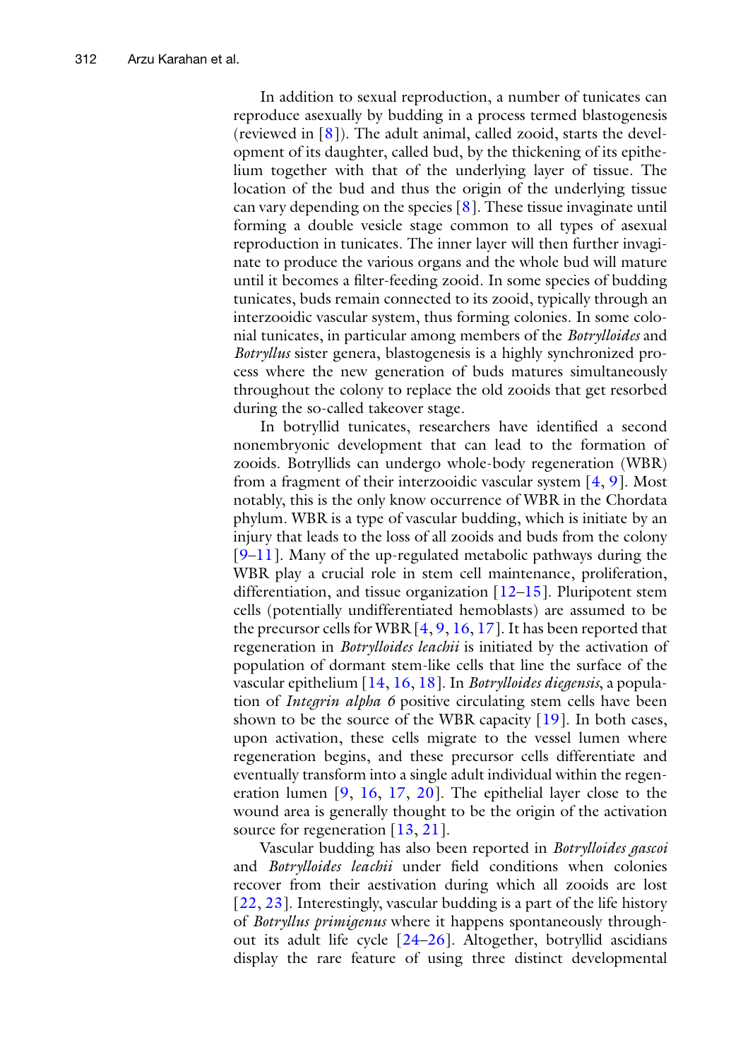In addition to sexual reproduction, a number of tunicates can reproduce asexually by budding in a process termed blastogenesis (reviewed in [8]). The adult animal, called zooid, starts the development of its daughter, called bud, by the thickening of its epithelium together with that of the underlying layer of tissue. The location of the bud and thus the origin of the underlying tissue can vary depending on the species [8]. These tissue invaginate until forming a double vesicle stage common to all types of asexual reproduction in tunicates. The inner layer will then further invaginate to produce the various organs and the whole bud will mature until it becomes a filter-feeding zooid. In some species of budding tunicates, buds remain connected to its zooid, typically through an interzooidic vascular system, thus forming colonies. In some colonial tunicates, in particular among members of the *Botrylloides* and *Botryllus* sister genera, blastogenesis is a highly synchronized process where the new generation of buds matures simultaneously throughout the colony to replace the old zooids that get resorbed during the so-called takeover stage.

In botryllid tunicates, researchers have identified a second nonembryonic development that can lead to the formation of zooids. Botryllids can undergo whole-body regeneration (WBR) from a fragment of their interzooidic vascular system [4, 9]. Most notably, this is the only know occurrence of WBR in the Chordata phylum. WBR is a type of vascular budding, which is initiate by an injury that leads to the loss of all zooids and buds from the colony [9–11]. Many of the up-regulated metabolic pathways during the WBR play a crucial role in stem cell maintenance, proliferation, differentiation, and tissue organization [12–15]. Pluripotent stem cells (potentially undifferentiated hemoblasts) are assumed to be the precursor cells for WBR [4, 9, 16, 17]. It has been reported that regeneration in *Botrylloides leachii* is initiated by the activation of population of dormant stem-like cells that line the surface of the vascular epithelium [14, 16, 18]. In *Botrylloides diegensis*, a population of *Integrin alpha 6* positive circulating stem cells have been shown to be the source of the WBR capacity [19]. In both cases, upon activation, these cells migrate to the vessel lumen where regeneration begins, and these precursor cells differentiate and eventually transform into a single adult individual within the regeneration lumen [9, 16, 17, 20]. The epithelial layer close to the wound area is generally thought to be the origin of the activation source for regeneration [13, 21].

Vascular budding has also been reported in *Botrylloides gascoi* and *Botrylloides leachii* under field conditions when colonies recover from their aestivation during which all zooids are lost [22, 23]. Interestingly, vascular budding is a part of the life history of *Botryllus primigenus* where it happens spontaneously throughout its adult life cycle [24–26]. Altogether, botryllid ascidians display the rare feature of using three distinct developmental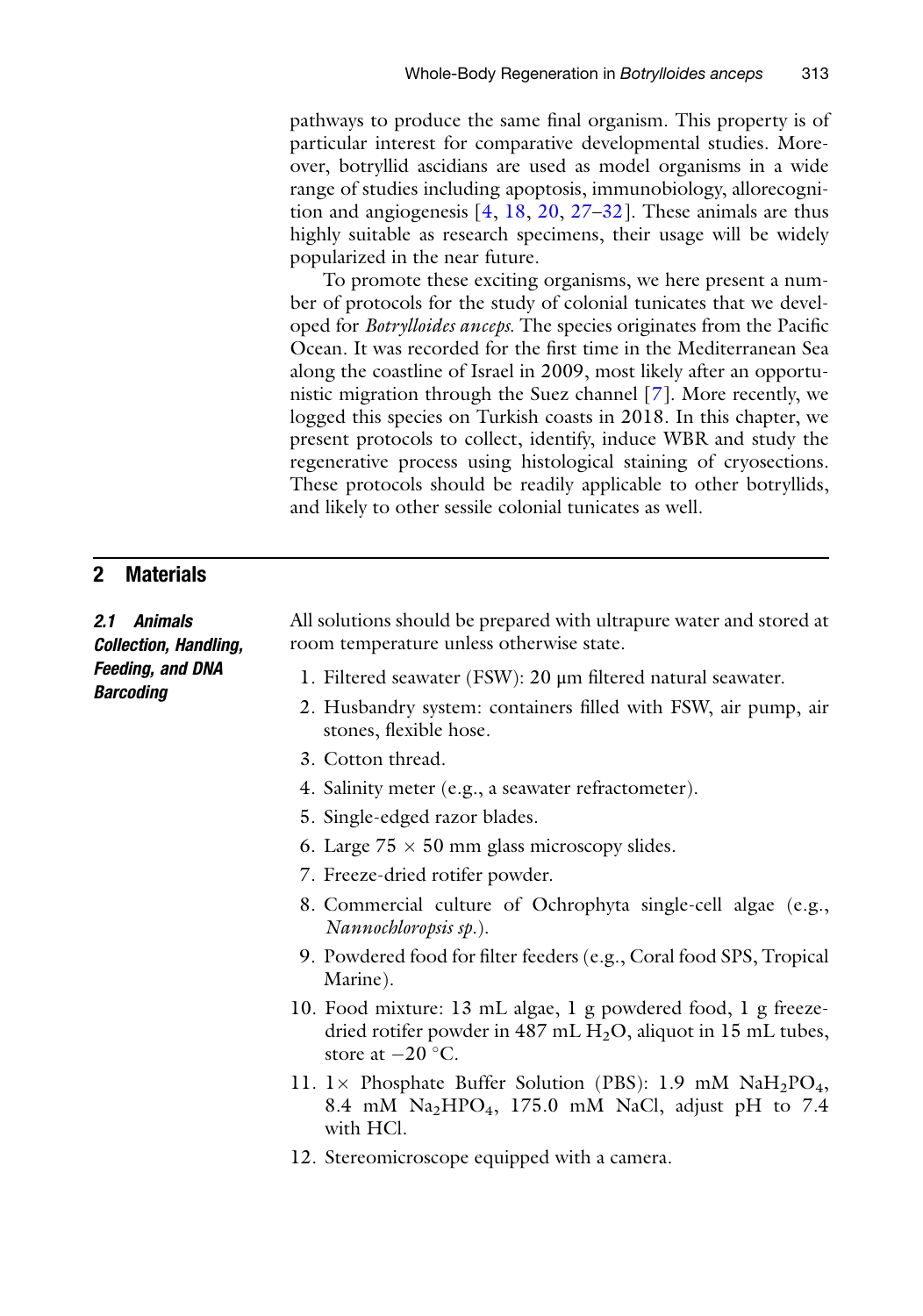pathways to produce the same final organism. This property is of particular interest for comparative developmental studies. Moreover, botryllid ascidians are used as model organisms in a wide range of studies including apoptosis, immunobiology, allorecognition and angiogenesis [4, 18, 20, 27–32]. These animals are thus highly suitable as research specimens, their usage will be widely popularized in the near future.

To promote these exciting organisms, we here present a number of protocols for the study of colonial tunicates that we developed for *Botrylloides anceps*. The species originates from the Pacific Ocean. It was recorded for the first time in the Mediterranean Sea along the coastline of Israel in 2009, most likely after an opportunistic migration through the Suez channel [7]. More recently, we logged this species on Turkish coasts in 2018. In this chapter, we present protocols to collect, identify, induce WBR and study the regenerative process using histological staining of cryosections. These protocols should be readily applicable to other botryllids, and likely to other sessile colonial tunicates as well.

## 2 Materials

### 2.1 Animals Collection, Handling, Feeding, and DNA Barcoding

All solutions should be prepared with ultrapure water and stored at room temperature unless otherwise state.

1. Filtered seawater (FSW): 20 μm filtered natural seawater.
2. Husbandry system: containers filled with FSW, air pump, air stones, flexible hose.
3. Cotton thread.
4. Salinity meter (e.g., a seawater refractometer).
5. Single-edged razor blades.
6. Large 75 × 50 mm glass microscopy slides.
7. Freeze-dried rotifer powder.
8. Commercial culture of Ochrophyta single-cell algae (e.g., *Nannochloropsis sp.*).
9. Powdered food for filter feeders (e.g., Coral food SPS, Tropical Marine).
10. Food mixture: 13 mL algae, 1 g powdered food, 1 g freeze-dried rotifer powder in 487 mL $H_2O$, aliquot in 15 mL tubes, store at −20 °C.
11. 1× Phosphate Buffer Solution (PBS): 1.9 mM $NaH_2PO_4$, 8.4 mM $Na_2HPO_4$, 175.0 mM NaCl, adjust pH to 7.4 with HCl.
12. Stereomicroscope equipped with a camera.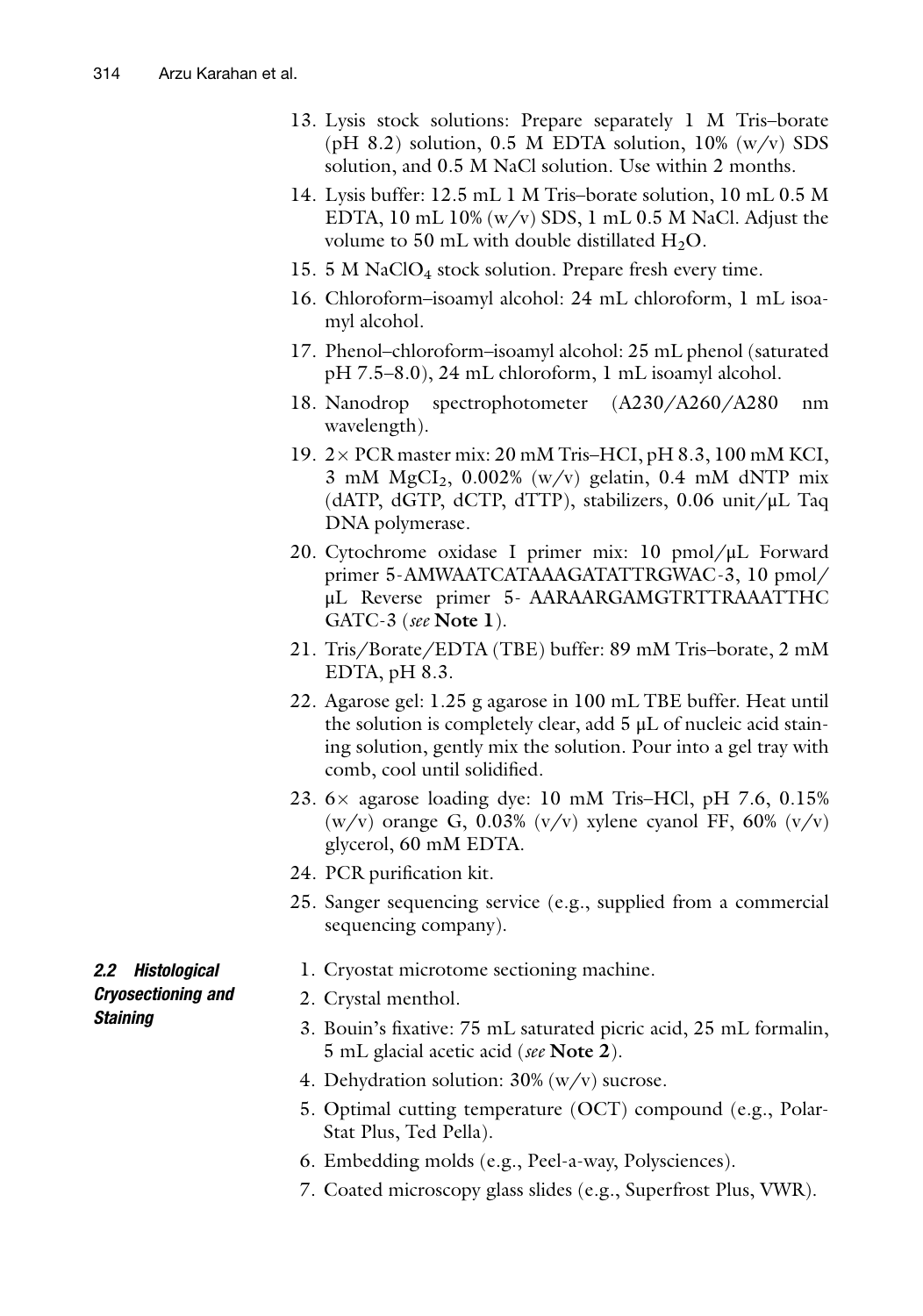13. Lysis stock solutions: Prepare separately 1 M Tris–borate (pH 8.2) solution, 0.5 M EDTA solution, 10% (w/v) SDS solution, and 0.5 M NaCl solution. Use within 2 months.
14. Lysis buffer: 12.5 mL 1 M Tris–borate solution, 10 mL 0.5 M EDTA, 10 mL 10% (w/v) SDS, 1 mL 0.5 M NaCl. Adjust the volume to 50 mL with double distillated $H_2O$.
15. 5 M $NaClO_4$ stock solution. Prepare fresh every time.
16. Chloroform–isoamyl alcohol: 24 mL chloroform, 1 mL isoamyl alcohol.
17. Phenol–chloroform–isoamyl alcohol: 25 mL phenol (saturated pH 7.5–8.0), 24 mL chloroform, 1 mL isoamyl alcohol.
18. Nanodrop spectrophotometer (A230/A260/A280 nm wavelength).
19. 2× PCR master mix: 20 mM Tris–HCI, pH 8.3, 100 mM KCI, 3 mM $MgCI_2$, 0.002% (w/v) gelatin, 0.4 mM dNTP mix (dATP, dGTP, dCTP, dTTP), stabilizers, 0.06 unit/μL Taq DNA polymerase.
20. Cytochrome oxidase I primer mix: 10 pmol/μL Forward primer 5-AMWAATCATAAAGATATTRGWAC-3, 10 pmol/μL Reverse primer 5- AARAARGAMGTRTTRAAATTHC GATC-3 (*see* **Note 1**).
21. Tris/Borate/EDTA (TBE) buffer: 89 mM Tris–borate, 2 mM EDTA, pH 8.3.
22. Agarose gel: 1.25 g agarose in 100 mL TBE buffer. Heat until the solution is completely clear, add 5 μL of nucleic acid staining solution, gently mix the solution. Pour into a gel tray with comb, cool until solidified.
23. 6× agarose loading dye: 10 mM Tris–HCl, pH 7.6, 0.15% (w/v) orange G, 0.03% (v/v) xylene cyanol FF, 60% (v/v) glycerol, 60 mM EDTA.
24. PCR purification kit.
25. Sanger sequencing service (e.g., supplied from a commercial sequencing company).

### 2.2 Histological Cryosectioning and Staining

1. Cryostat microtome sectioning machine.
2. Crystal menthol.
3. Bouin's fixative: 75 mL saturated picric acid, 25 mL formalin, 5 mL glacial acetic acid (*see* **Note 2**).
4. Dehydration solution: 30% (w/v) sucrose.
5. Optimal cutting temperature (OCT) compound (e.g., Polar-Stat Plus, Ted Pella).
6. Embedding molds (e.g., Peel-a-way, Polysciences).
7. Coated microscopy glass slides (e.g., Superfrost Plus, VWR).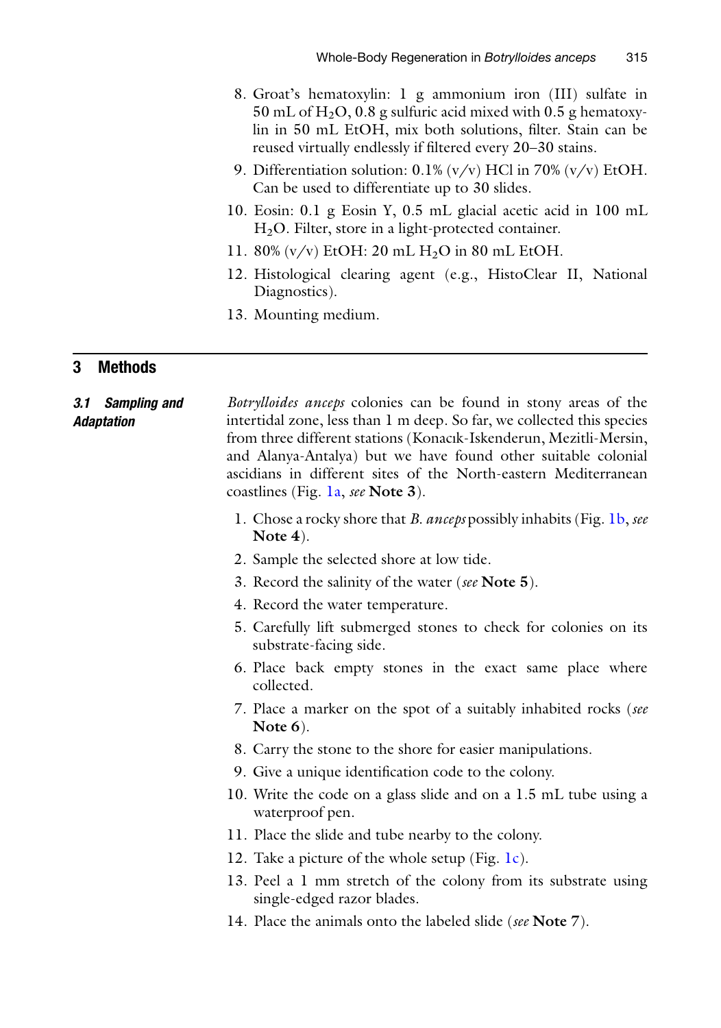8. Groat's hematoxylin: 1 g ammonium iron (III) sulfate in 50 mL of $H_2O$, 0.8 g sulfuric acid mixed with 0.5 g hematoxylin in 50 mL EtOH, mix both solutions, filter. Stain can be reused virtually endlessly if filtered every 20–30 stains.
9. Differentiation solution: 0.1% (v/v) HCl in 70% (v/v) EtOH. Can be used to differentiate up to 30 slides.
10. Eosin: 0.1 g Eosin Y, 0.5 mL glacial acetic acid in 100 mL $H_2O$. Filter, store in a light-protected container.
11. 80% (v/v) EtOH: 20 mL $H_2O$ in 80 mL EtOH.
12. Histological clearing agent (e.g., HistoClear II, National Diagnostics).
13. Mounting medium.

## 3 Methods

### 3.1 Sampling and Adaptation

*Botrylloides anceps* colonies can be found in stony areas of the intertidal zone, less than 1 m deep. So far, we collected this species from three different stations (Konacık-Iskenderun, Mezitli-Mersin, and Alanya-Antalya) but we have found other suitable colonial ascidians in different sites of the North-eastern Mediterranean coastlines (Fig. 1a, *see* **Note 3**).

1. Chose a rocky shore that *B. anceps* possibly inhabits (Fig. 1b, *see* **Note 4**).
2. Sample the selected shore at low tide.
3. Record the salinity of the water (*see* **Note 5**).
4. Record the water temperature.
5. Carefully lift submerged stones to check for colonies on its substrate-facing side.
6. Place back empty stones in the exact same place where collected.
7. Place a marker on the spot of a suitably inhabited rocks (*see* **Note 6**).
8. Carry the stone to the shore for easier manipulations.
9. Give a unique identification code to the colony.
10. Write the code on a glass slide and on a 1.5 mL tube using a waterproof pen.
11. Place the slide and tube nearby to the colony.
12. Take a picture of the whole setup (Fig. 1c).
13. Peel a 1 mm stretch of the colony from its substrate using single-edged razor blades.
14. Place the animals onto the labeled slide (*see* **Note 7**).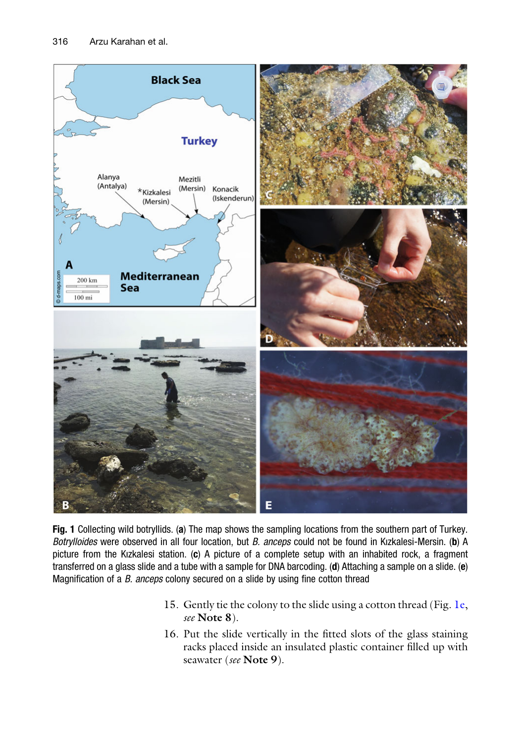**Fig. 1** Collecting wild botryllids. (**a**) The map shows the sampling locations from the southern part of Turkey. *Botrylloides* were observed in all four location, but *B. anceps* could not be found in Kızkalesi-Mersin. (**b**) A picture from the Kızkalesi station. (**c**) A picture of a complete setup with an inhabited rock, a fragment transferred on a glass slide and a tube with a sample for DNA barcoding. (**d**) Attaching a sample on a slide. (**e**) Magnification of a *B. anceps* colony secured on a slide by using fine cotton thread

15. Gently tie the colony to the slide using a cotton thread (Fig. 1e, *see* **Note 8**).
16. Put the slide vertically in the fitted slots of the glass staining racks placed inside an insulated plastic container filled up with seawater (*see* **Note 9**).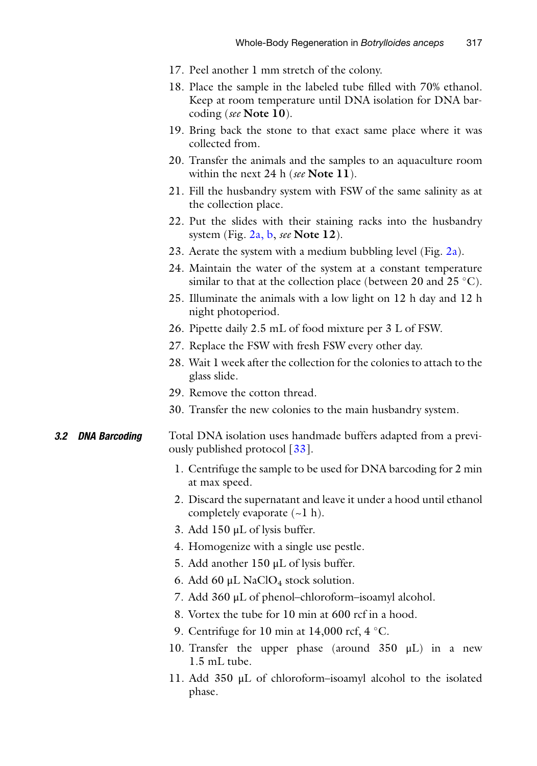17. Peel another 1 mm stretch of the colony.
18. Place the sample in the labeled tube filled with 70% ethanol. Keep at room temperature until DNA isolation for DNA barcoding (*see* **Note 10**).
19. Bring back the stone to that exact same place where it was collected from.
20. Transfer the animals and the samples to an aquaculture room within the next 24 h (*see* **Note 11**).
21. Fill the husbandry system with FSW of the same salinity as at the collection place.
22. Put the slides with their staining racks into the husbandry system (Fig. 2a, b, *see* **Note 12**).
23. Aerate the system with a medium bubbling level (Fig. 2a).
24. Maintain the water of the system at a constant temperature similar to that at the collection place (between 20 and 25 °C).
25. Illuminate the animals with a low light on 12 h day and 12 h night photoperiod.
26. Pipette daily 2.5 mL of food mixture per 3 L of FSW.
27. Replace the FSW with fresh FSW every other day.
28. Wait 1 week after the collection for the colonies to attach to the glass slide.
29. Remove the cotton thread.
30. Transfer the new colonies to the main husbandry system.

### 3.2 DNA Barcoding

Total DNA isolation uses handmade buffers adapted from a previously published protocol [33].

1. Centrifuge the sample to be used for DNA barcoding for 2 min at max speed.
2. Discard the supernatant and leave it under a hood until ethanol completely evaporate (~1 h).
3. Add 150 μL of lysis buffer.
4. Homogenize with a single use pestle.
5. Add another 150 μL of lysis buffer.
6. Add 60 μL $NaClO_4$ stock solution.
7. Add 360 μL of phenol–chloroform–isoamyl alcohol.
8. Vortex the tube for 10 min at 600 rcf in a hood.
9. Centrifuge for 10 min at 14,000 rcf, 4 °C.
10. Transfer the upper phase (around 350 μL) in a new 1.5 mL tube.
11. Add 350 μL of chloroform–isoamyl alcohol to the isolated phase.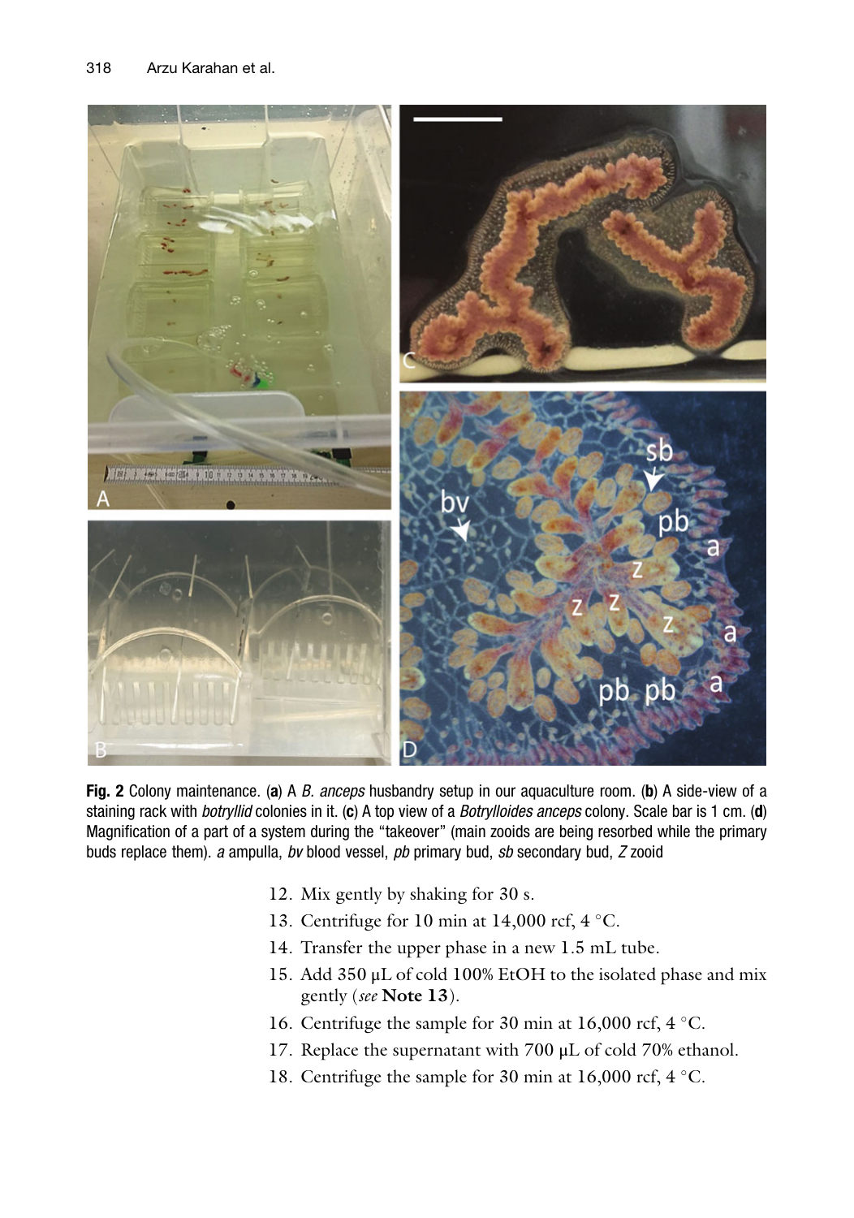**Fig. 2** Colony maintenance. (**a**) A *B. anceps* husbandry setup in our aquaculture room. (**b**) A side-view of a staining rack with *botryllid* colonies in it. (**c**) A top view of a *Botrylloides anceps* colony. Scale bar is 1 cm. (**d**) Magnification of a part of a system during the "takeover" (main zooids are being resorbed while the primary buds replace them). *a* ampulla, *bv* blood vessel, *pb* primary bud, *sb* secondary bud, *Z* zooid

12. Mix gently by shaking for 30 s.
13. Centrifuge for 10 min at 14,000 rcf, 4 °C.
14. Transfer the upper phase in a new 1.5 mL tube.
15. Add 350 μL of cold 100% EtOH to the isolated phase and mix gently (*see* **Note 13**).
16. Centrifuge the sample for 30 min at 16,000 rcf, 4 °C.
17. Replace the supernatant with 700 μL of cold 70% ethanol.
18. Centrifuge the sample for 30 min at 16,000 rcf, 4 °C.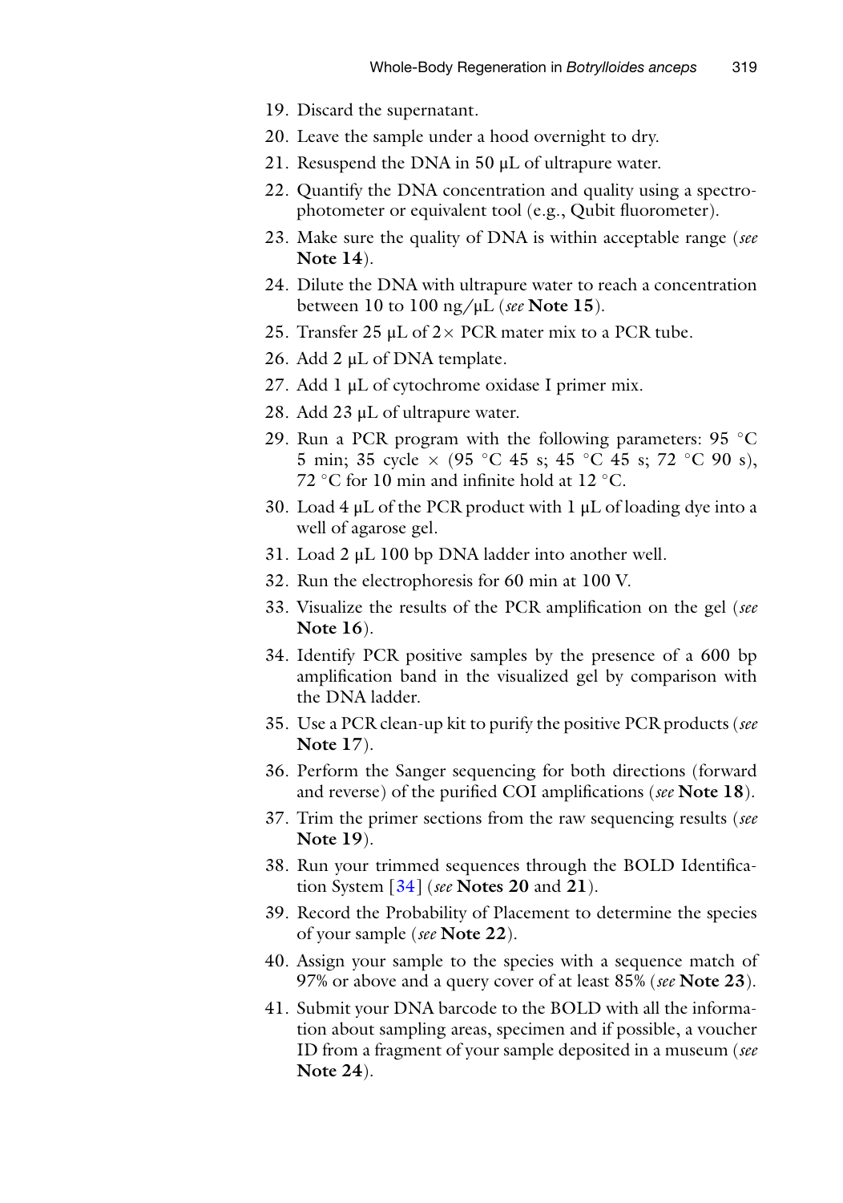19. Discard the supernatant.
20. Leave the sample under a hood overnight to dry.
21. Resuspend the DNA in 50 μL of ultrapure water.
22. Quantify the DNA concentration and quality using a spectrophotometer or equivalent tool (e.g., Qubit fluorometer).
23. Make sure the quality of DNA is within acceptable range (*see* **Note 14**).
24. Dilute the DNA with ultrapure water to reach a concentration between 10 to 100 ng/μL (*see* **Note 15**).
25. Transfer 25 μL of 2× PCR mater mix to a PCR tube.
26. Add 2 μL of DNA template.
27. Add 1 μL of cytochrome oxidase I primer mix.
28. Add 23 μL of ultrapure water.
29. Run a PCR program with the following parameters: 95 °C 5 min; 35 cycle × (95 °C 45 s; 45 °C 45 s; 72 °C 90 s), 72 °C for 10 min and infinite hold at 12 °C.
30. Load 4 μL of the PCR product with 1 μL of loading dye into a well of agarose gel.
31. Load 2 μL 100 bp DNA ladder into another well.
32. Run the electrophoresis for 60 min at 100 V.
33. Visualize the results of the PCR amplification on the gel (*see* **Note 16**).
34. Identify PCR positive samples by the presence of a 600 bp amplification band in the visualized gel by comparison with the DNA ladder.
35. Use a PCR clean-up kit to purify the positive PCR products (*see* **Note 17**).
36. Perform the Sanger sequencing for both directions (forward and reverse) of the purified COI amplifications (*see* **Note 18**).
37. Trim the primer sections from the raw sequencing results (*see* **Note 19**).
38. Run your trimmed sequences through the BOLD Identification System [34] (*see* **Notes 20** and **21**).
39. Record the Probability of Placement to determine the species of your sample (*see* **Note 22**).
40. Assign your sample to the species with a sequence match of 97% or above and a query cover of at least 85% (*see* **Note 23**).
41. Submit your DNA barcode to the BOLD with all the information about sampling areas, specimen and if possible, a voucher ID from a fragment of your sample deposited in a museum (*see* **Note 24**).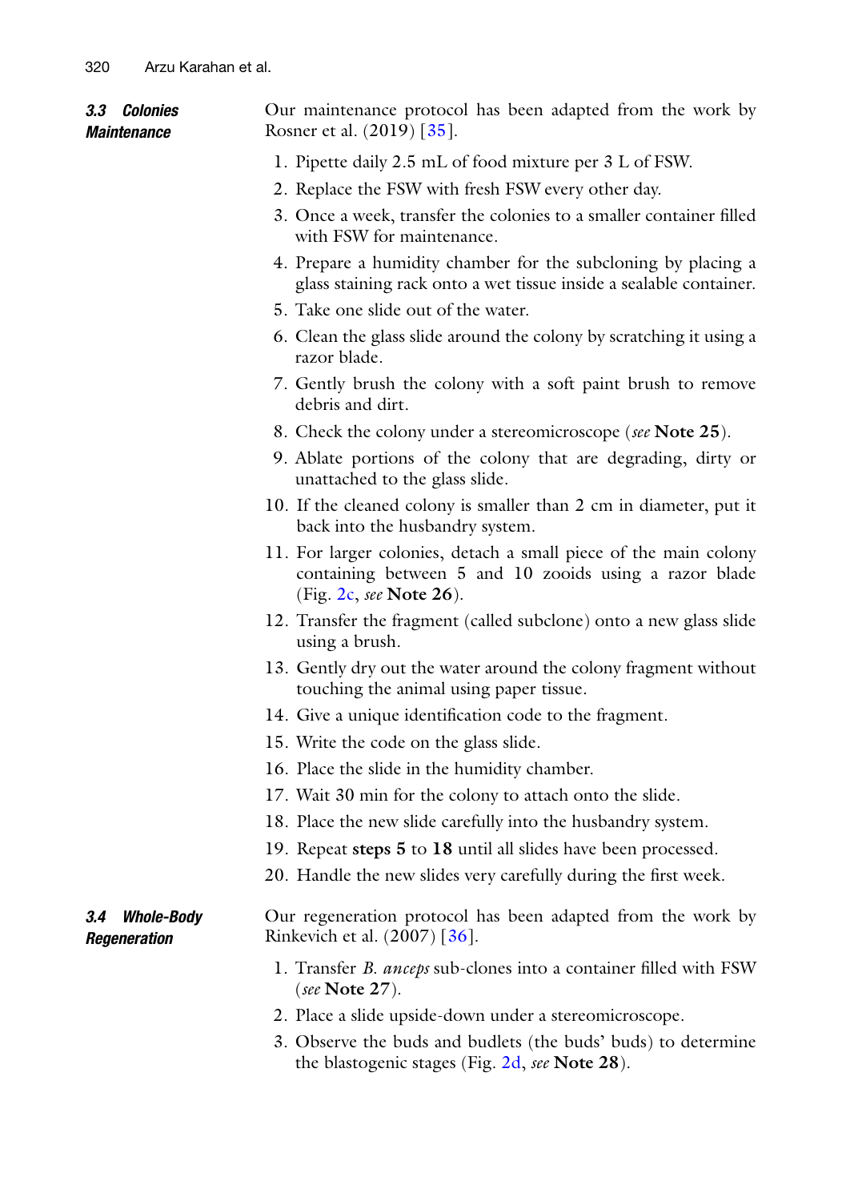### 3.3 Colonies Maintenance

Our maintenance protocol has been adapted from the work by Rosner et al. (2019) [35].

1. Pipette daily 2.5 mL of food mixture per 3 L of FSW.
2. Replace the FSW with fresh FSW every other day.
3. Once a week, transfer the colonies to a smaller container filled with FSW for maintenance.
4. Prepare a humidity chamber for the subcloning by placing a glass staining rack onto a wet tissue inside a sealable container.
5. Take one slide out of the water.
6. Clean the glass slide around the colony by scratching it using a razor blade.
7. Gently brush the colony with a soft paint brush to remove debris and dirt.
8. Check the colony under a stereomicroscope (*see* **Note 25**).
9. Ablate portions of the colony that are degrading, dirty or unattached to the glass slide.
10. If the cleaned colony is smaller than 2 cm in diameter, put it back into the husbandry system.
11. For larger colonies, detach a small piece of the main colony containing between 5 and 10 zooids using a razor blade (Fig. 2c, *see* **Note 26**).
12. Transfer the fragment (called subclone) onto a new glass slide using a brush.
13. Gently dry out the water around the colony fragment without touching the animal using paper tissue.
14. Give a unique identification code to the fragment.
15. Write the code on the glass slide.
16. Place the slide in the humidity chamber.
17. Wait 30 min for the colony to attach onto the slide.
18. Place the new slide carefully into the husbandry system.
19. Repeat **steps 5** to **18** until all slides have been processed.
20. Handle the new slides very carefully during the first week.

### 3.4 Whole-Body Regeneration

Our regeneration protocol has been adapted from the work by Rinkevich et al. (2007) [36].

1. Transfer *B. anceps* sub-clones into a container filled with FSW (*see* **Note 27**).
2. Place a slide upside-down under a stereomicroscope.
3. Observe the buds and budlets (the buds' buds) to determine the blastogenic stages (Fig. 2d, *see* **Note 28**).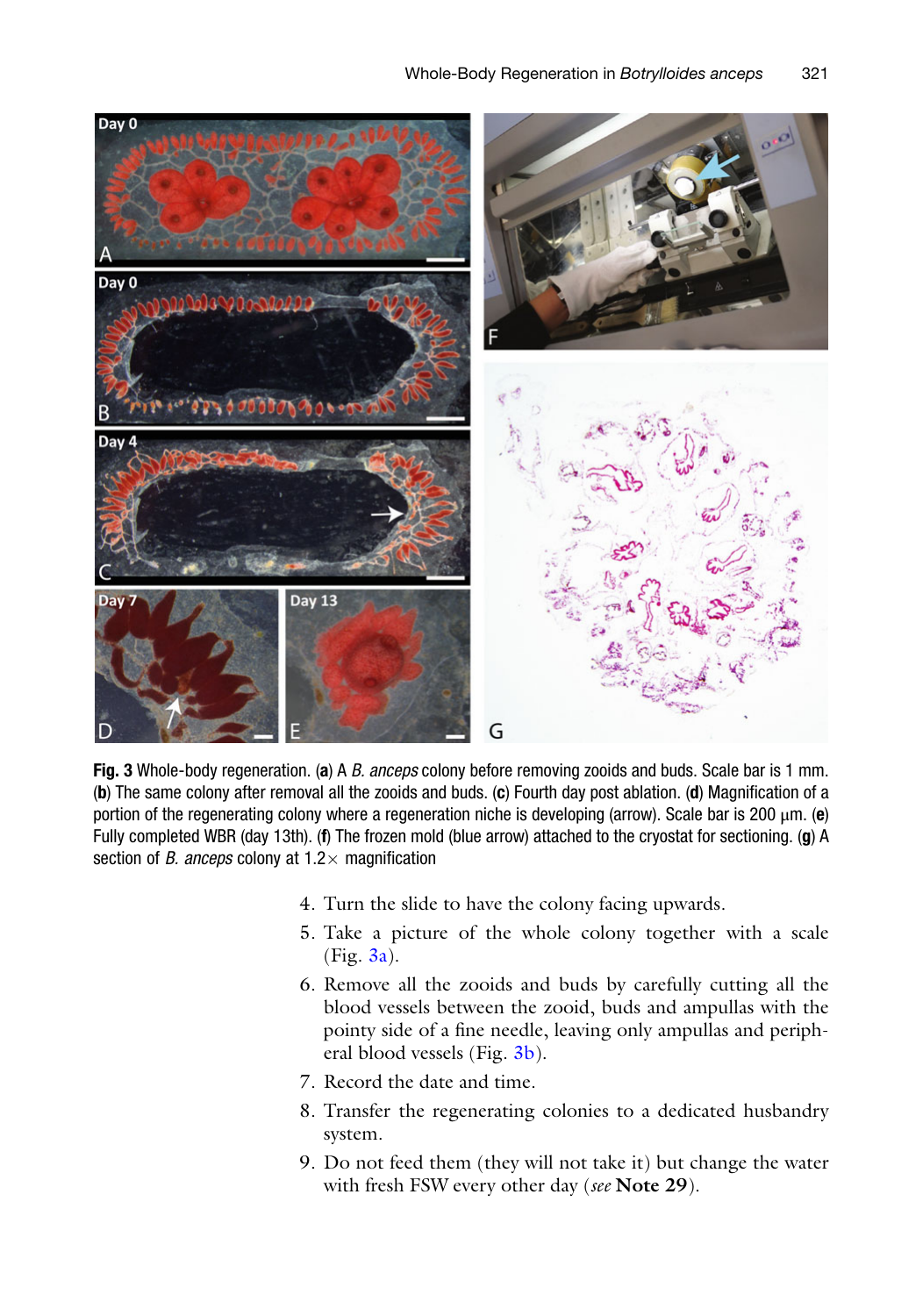**Fig. 3** Whole-body regeneration. (**a**) A *B. anceps* colony before removing zooids and buds. Scale bar is 1 mm. (**b**) The same colony after removal all the zooids and buds. (**c**) Fourth day post ablation. (**d**) Magnification of a portion of the regenerating colony where a regeneration niche is developing (arrow). Scale bar is 200 μm. (**e**) Fully completed WBR (day 13th). (**f**) The frozen mold (blue arrow) attached to the cryostat for sectioning. (**g**) A section of *B. anceps* colony at 1.2× magnification

4. Turn the slide to have the colony facing upwards.
5. Take a picture of the whole colony together with a scale (Fig. 3a).
6. Remove all the zooids and buds by carefully cutting all the blood vessels between the zooid, buds and ampullas with the pointy side of a fine needle, leaving only ampullas and peripheral blood vessels (Fig. 3b).
7. Record the date and time.
8. Transfer the regenerating colonies to a dedicated husbandry system.
9. Do not feed them (they will not take it) but change the water with fresh FSW every other day (*see* **Note 29**).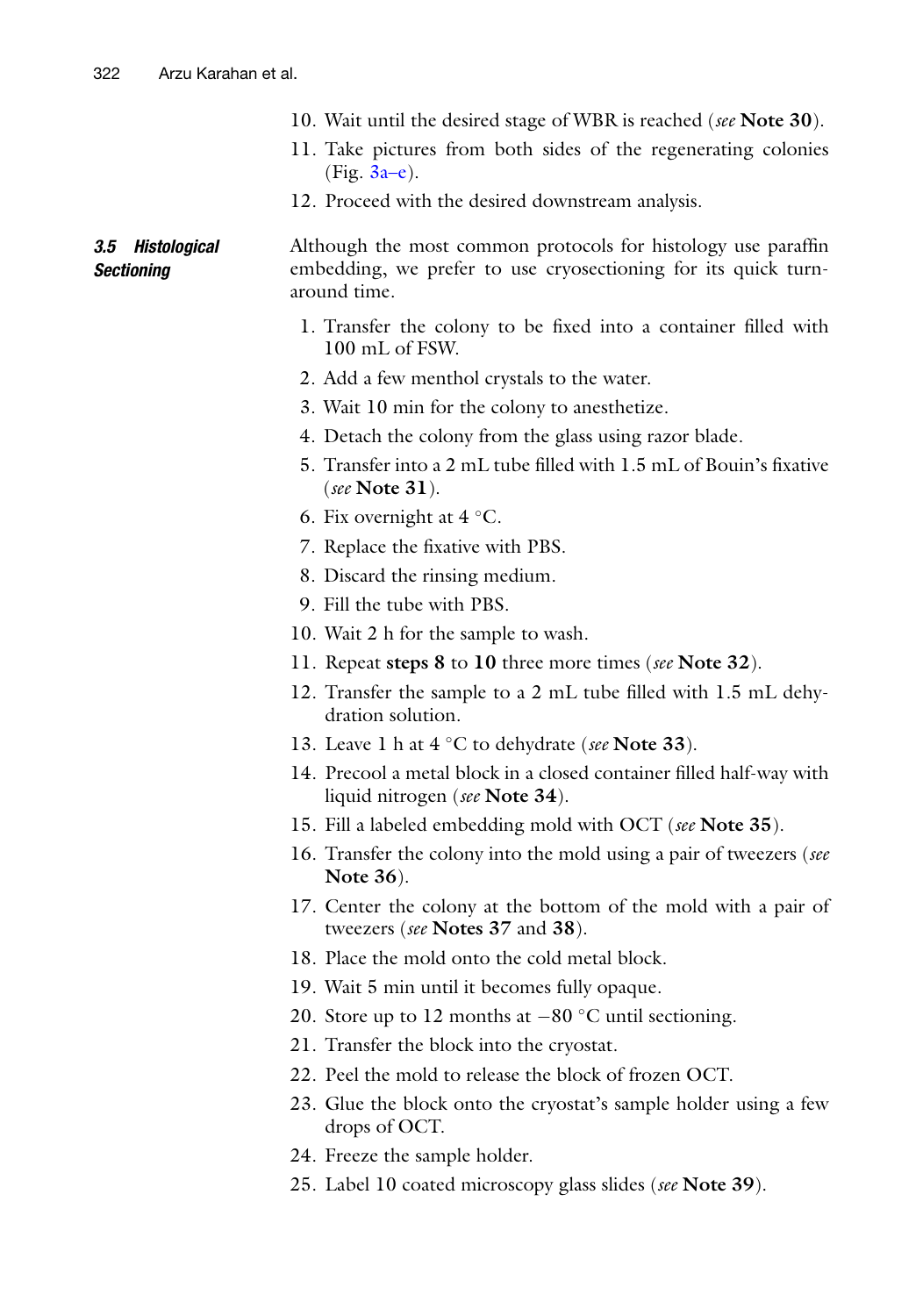10. Wait until the desired stage of WBR is reached (*see* **Note 30**).
11. Take pictures from both sides of the regenerating colonies (Fig. 3a–e).
12. Proceed with the desired downstream analysis.

### 3.5 Histological Sectioning

Although the most common protocols for histology use paraffin embedding, we prefer to use cryosectioning for its quick turnaround time.

1. Transfer the colony to be fixed into a container filled with 100 mL of FSW.
2. Add a few menthol crystals to the water.
3. Wait 10 min for the colony to anesthetize.
4. Detach the colony from the glass using razor blade.
5. Transfer into a 2 mL tube filled with 1.5 mL of Bouin's fixative (*see* **Note 31**).
6. Fix overnight at 4 °C.
7. Replace the fixative with PBS.
8. Discard the rinsing medium.
9. Fill the tube with PBS.
10. Wait 2 h for the sample to wash.
11. Repeat **steps 8** to **10** three more times (*see* **Note 32**).
12. Transfer the sample to a 2 mL tube filled with 1.5 mL dehydration solution.
13. Leave 1 h at 4 °C to dehydrate (*see* **Note 33**).
14. Precool a metal block in a closed container filled half-way with liquid nitrogen (*see* **Note 34**).
15. Fill a labeled embedding mold with OCT (*see* **Note 35**).
16. Transfer the colony into the mold using a pair of tweezers (*see* **Note 36**).
17. Center the colony at the bottom of the mold with a pair of tweezers (*see* **Notes 37** and **38**).
18. Place the mold onto the cold metal block.
19. Wait 5 min until it becomes fully opaque.
20. Store up to 12 months at −80 °C until sectioning.
21. Transfer the block into the cryostat.
22. Peel the mold to release the block of frozen OCT.
23. Glue the block onto the cryostat's sample holder using a few drops of OCT.
24. Freeze the sample holder.
25. Label 10 coated microscopy glass slides (*see* **Note 39**).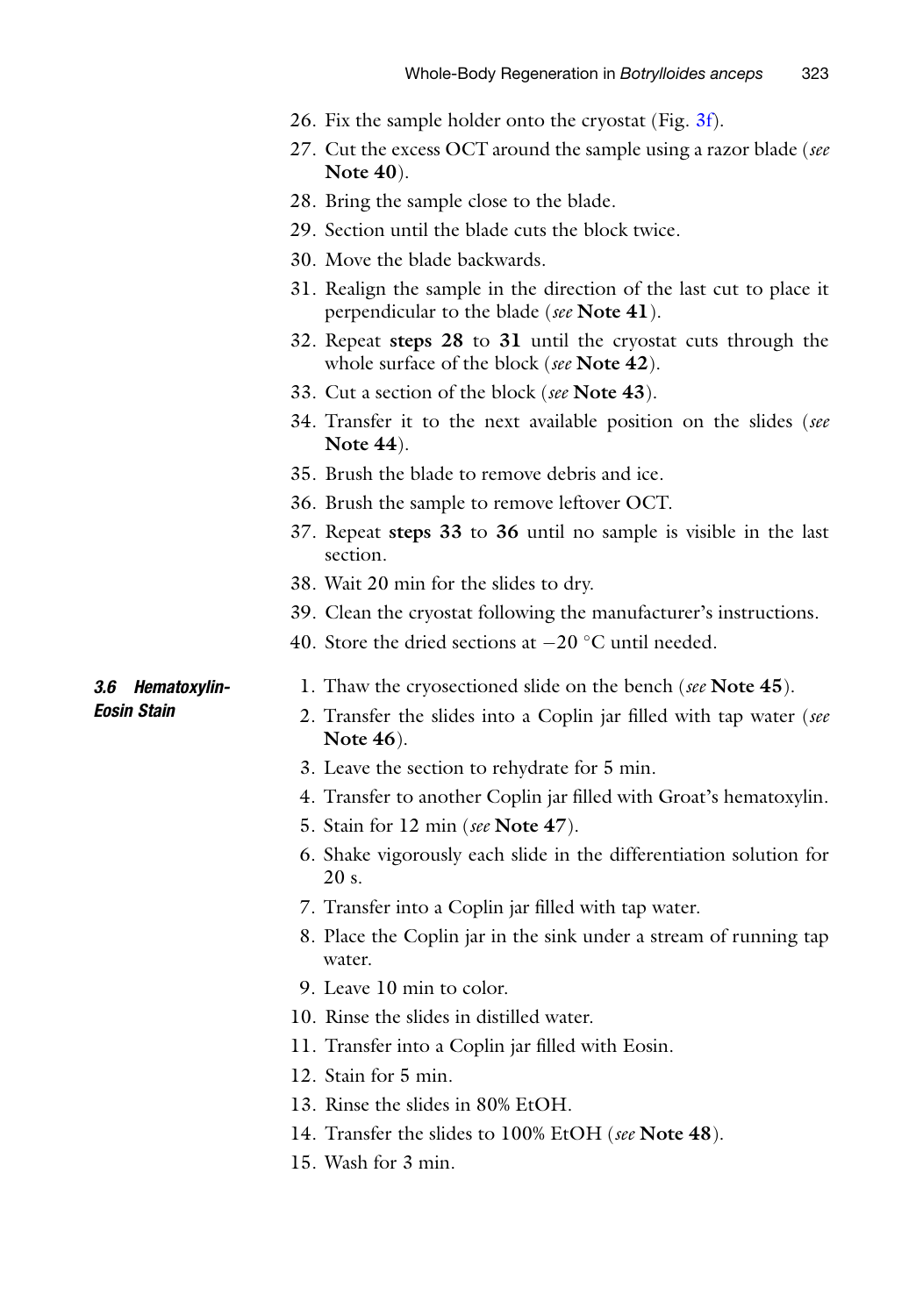26. Fix the sample holder onto the cryostat (Fig. 3f).
27. Cut the excess OCT around the sample using a razor blade (*see* **Note 40**).
28. Bring the sample close to the blade.
29. Section until the blade cuts the block twice.
30. Move the blade backwards.
31. Realign the sample in the direction of the last cut to place it perpendicular to the blade (*see* **Note 41**).
32. Repeat **steps 28** to **31** until the cryostat cuts through the whole surface of the block (*see* **Note 42**).
33. Cut a section of the block (*see* **Note 43**).
34. Transfer it to the next available position on the slides (*see* **Note 44**).
35. Brush the blade to remove debris and ice.
36. Brush the sample to remove leftover OCT.
37. Repeat **steps 33** to **36** until no sample is visible in the last section.
38. Wait 20 min for the slides to dry.
39. Clean the cryostat following the manufacturer's instructions.
40. Store the dried sections at $-20$ °C until needed.

### 3.6 Hematoxylin-Eosin Stain

1. Thaw the cryosectioned slide on the bench (*see* **Note 45**).
2. Transfer the slides into a Coplin jar filled with tap water (*see* **Note 46**).
3. Leave the section to rehydrate for 5 min.
4. Transfer to another Coplin jar filled with Groat's hematoxylin.
5. Stain for 12 min (*see* **Note 47**).
6. Shake vigorously each slide in the differentiation solution for 20 s.
7. Transfer into a Coplin jar filled with tap water.
8. Place the Coplin jar in the sink under a stream of running tap water.
9. Leave 10 min to color.
10. Rinse the slides in distilled water.
11. Transfer into a Coplin jar filled with Eosin.
12. Stain for 5 min.
13. Rinse the slides in 80% EtOH.
14. Transfer the slides to 100% EtOH (*see* **Note 48**).
15. Wash for 3 min.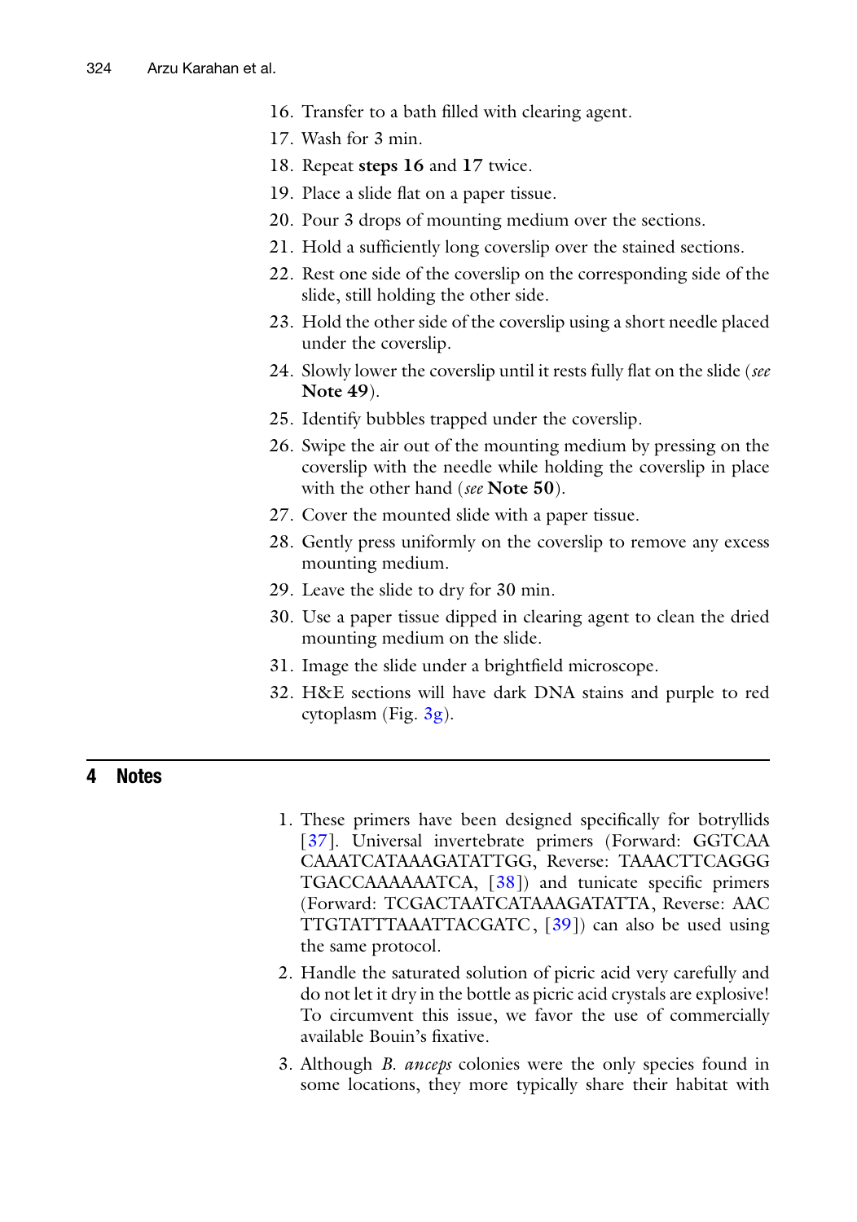16. Transfer to a bath filled with clearing agent.
17. Wash for 3 min.
18. Repeat **steps 16** and **17** twice.
19. Place a slide flat on a paper tissue.
20. Pour 3 drops of mounting medium over the sections.
21. Hold a sufficiently long coverslip over the stained sections.
22. Rest one side of the coverslip on the corresponding side of the slide, still holding the other side.
23. Hold the other side of the coverslip using a short needle placed under the coverslip.
24. Slowly lower the coverslip until it rests fully flat on the slide (*see* **Note 49**).
25. Identify bubbles trapped under the coverslip.
26. Swipe the air out of the mounting medium by pressing on the coverslip with the needle while holding the coverslip in place with the other hand (*see* **Note 50**).
27. Cover the mounted slide with a paper tissue.
28. Gently press uniformly on the coverslip to remove any excess mounting medium.
29. Leave the slide to dry for 30 min.
30. Use a paper tissue dipped in clearing agent to clean the dried mounting medium on the slide.
31. Image the slide under a brightfield microscope.
32. H&E sections will have dark DNA stains and purple to red cytoplasm (Fig. 3g).

## 4 Notes

1. These primers have been designed specifically for botryllids [37]. Universal invertebrate primers (Forward: GGTCAA CAAATCATAAAGATATTGG, Reverse: TAAACTTCAGGG TGACCAAAAAATCA, [38]) and tunicate specific primers (Forward: TCGACTAATCATAAAGATATTA, Reverse: AAC TTGTATTTAAATTACGATC, [39]) can also be used using the same protocol.
2. Handle the saturated solution of picric acid very carefully and do not let it dry in the bottle as picric acid crystals are explosive! To circumvent this issue, we favor the use of commercially available Bouin's fixative.
3. Although *B. anceps* colonies were the only species found in some locations, they more typically share their habitat with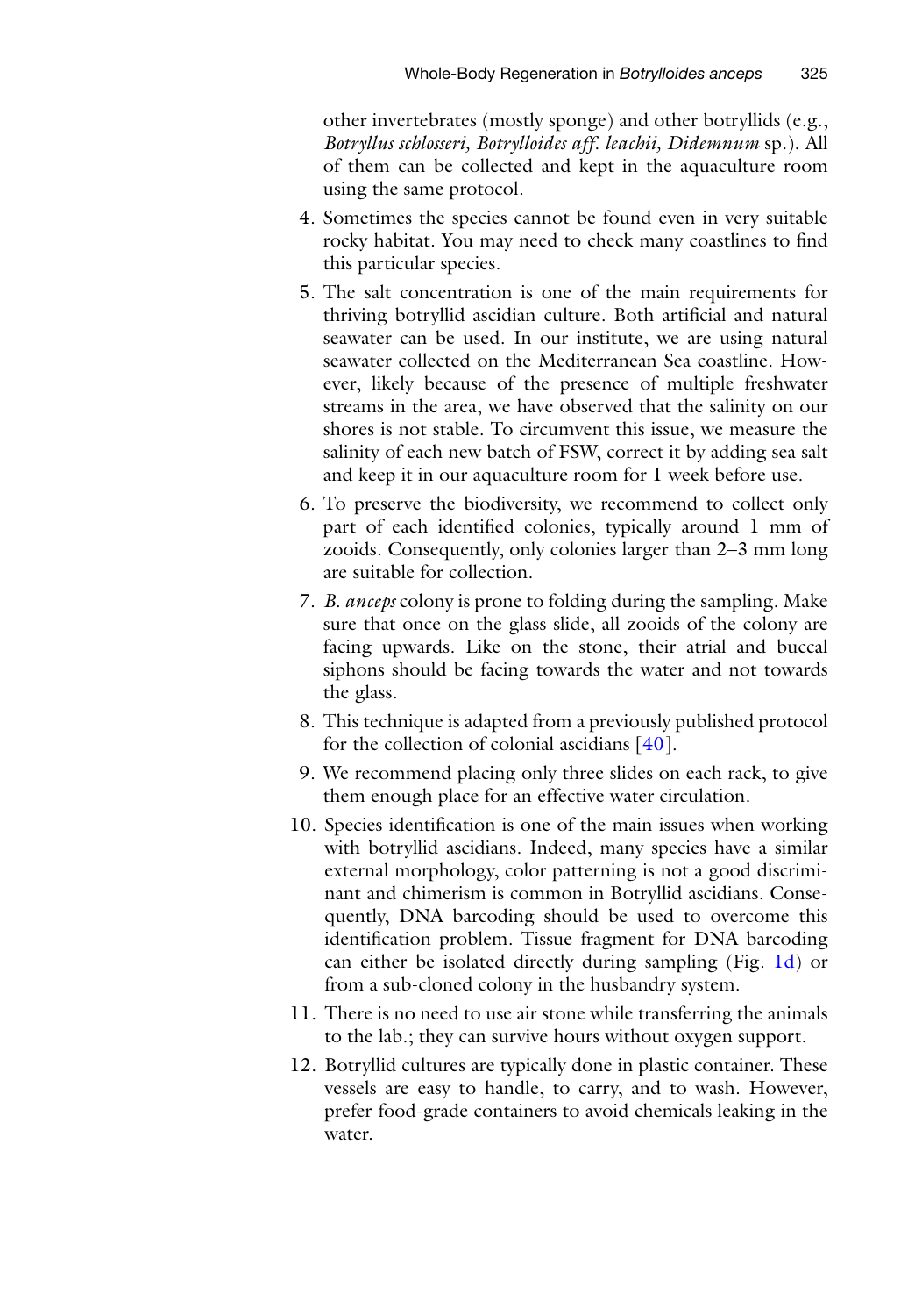other invertebrates (mostly sponge) and other botryllids (e.g., *Botryllus schlosseri, Botrylloides aff. leachii, Didemnum* sp.). All of them can be collected and kept in the aquaculture room using the same protocol.

4. Sometimes the species cannot be found even in very suitable rocky habitat. You may need to check many coastlines to find this particular species.
5. The salt concentration is one of the main requirements for thriving botryllid ascidian culture. Both artificial and natural seawater can be used. In our institute, we are using natural seawater collected on the Mediterranean Sea coastline. However, likely because of the presence of multiple freshwater streams in the area, we have observed that the salinity on our shores is not stable. To circumvent this issue, we measure the salinity of each new batch of FSW, correct it by adding sea salt and keep it in our aquaculture room for 1 week before use.
6. To preserve the biodiversity, we recommend to collect only part of each identified colonies, typically around 1 mm of zooids. Consequently, only colonies larger than 2–3 mm long are suitable for collection.
7. *B. anceps* colony is prone to folding during the sampling. Make sure that once on the glass slide, all zooids of the colony are facing upwards. Like on the stone, their atrial and buccal siphons should be facing towards the water and not towards the glass.
8. This technique is adapted from a previously published protocol for the collection of colonial ascidians [40].
9. We recommend placing only three slides on each rack, to give them enough place for an effective water circulation.
10. Species identification is one of the main issues when working with botryllid ascidians. Indeed, many species have a similar external morphology, color patterning is not a good discriminant and chimerism is common in Botryllid ascidians. Consequently, DNA barcoding should be used to overcome this identification problem. Tissue fragment for DNA barcoding can either be isolated directly during sampling (Fig. 1d) or from a sub-cloned colony in the husbandry system.
11. There is no need to use air stone while transferring the animals to the lab.; they can survive hours without oxygen support.
12. Botryllid cultures are typically done in plastic container. These vessels are easy to handle, to carry, and to wash. However, prefer food-grade containers to avoid chemicals leaking in the water.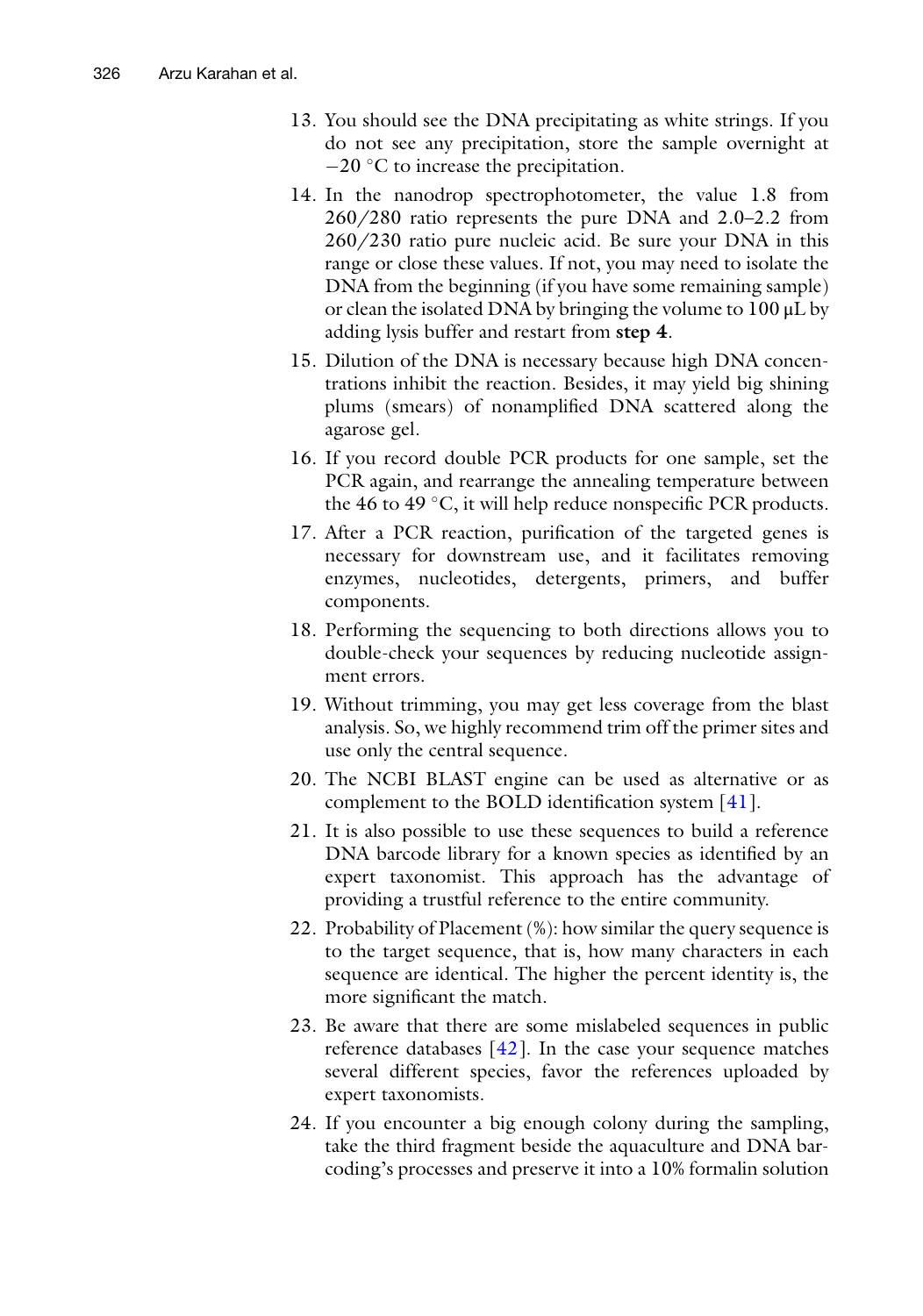13. You should see the DNA precipitating as white strings. If you do not see any precipitation, store the sample overnight at −20 °C to increase the precipitation.
14. In the nanodrop spectrophotometer, the value 1.8 from 260/280 ratio represents the pure DNA and 2.0–2.2 from 260/230 ratio pure nucleic acid. Be sure your DNA in this range or close these values. If not, you may need to isolate the DNA from the beginning (if you have some remaining sample) or clean the isolated DNA by bringing the volume to 100 μL by adding lysis buffer and restart from **step 4**.
15. Dilution of the DNA is necessary because high DNA concentrations inhibit the reaction. Besides, it may yield big shining plums (smears) of nonamplified DNA scattered along the agarose gel.
16. If you record double PCR products for one sample, set the PCR again, and rearrange the annealing temperature between the 46 to 49 °C, it will help reduce nonspecific PCR products.
17. After a PCR reaction, purification of the targeted genes is necessary for downstream use, and it facilitates removing enzymes, nucleotides, detergents, primers, and buffer components.
18. Performing the sequencing to both directions allows you to double-check your sequences by reducing nucleotide assignment errors.
19. Without trimming, you may get less coverage from the blast analysis. So, we highly recommend trim off the primer sites and use only the central sequence.
20. The NCBI BLAST engine can be used as alternative or as complement to the BOLD identification system [41].
21. It is also possible to use these sequences to build a reference DNA barcode library for a known species as identified by an expert taxonomist. This approach has the advantage of providing a trustful reference to the entire community.
22. Probability of Placement (%): how similar the query sequence is to the target sequence, that is, how many characters in each sequence are identical. The higher the percent identity is, the more significant the match.
23. Be aware that there are some mislabeled sequences in public reference databases [42]. In the case your sequence matches several different species, favor the references uploaded by expert taxonomists.
24. If you encounter a big enough colony during the sampling, take the third fragment beside the aquaculture and DNA barcoding's processes and preserve it into a 10% formalin solution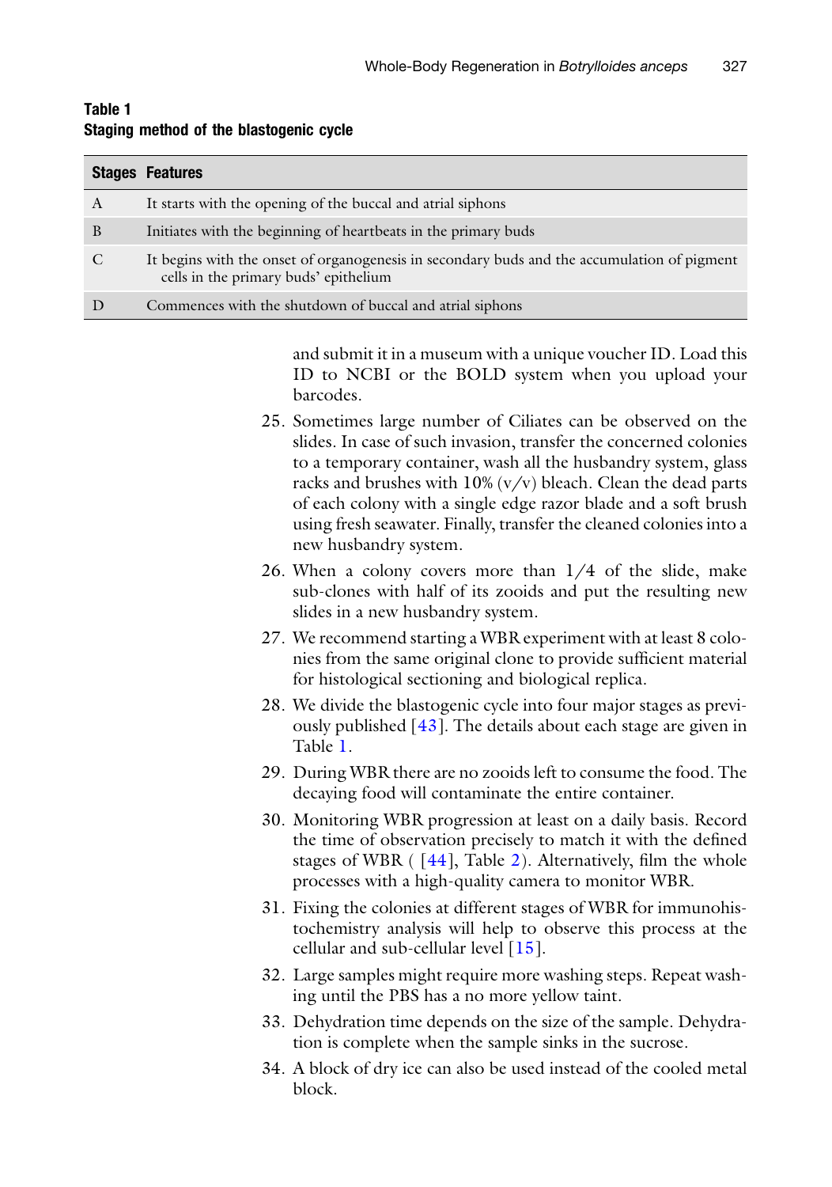**Table 1**
**Staging method of the blastogenic cycle**

| Stages | Features |
| --- | --- |
| A | It starts with the opening of the buccal and atrial siphons |
| B | Initiates with the beginning of heartbeats in the primary buds |
| C | It begins with the onset of organogenesis in secondary buds and the accumulation of pigment cells in the primary buds' epithelium |
| D | Commences with the shutdown of buccal and atrial siphons |

and submit it in a museum with a unique voucher ID. Load this ID to NCBI or the BOLD system when you upload your barcodes.

25. Sometimes large number of Ciliates can be observed on the slides. In case of such invasion, transfer the concerned colonies to a temporary container, wash all the husbandry system, glass racks and brushes with 10% (v/v) bleach. Clean the dead parts of each colony with a single edge razor blade and a soft brush using fresh seawater. Finally, transfer the cleaned colonies into a new husbandry system.
26. When a colony covers more than 1/4 of the slide, make sub-clones with half of its zooids and put the resulting new slides in a new husbandry system.
27. We recommend starting a WBR experiment with at least 8 colonies from the same original clone to provide sufficient material for histological sectioning and biological replica.
28. We divide the blastogenic cycle into four major stages as previously published [43]. The details about each stage are given in Table 1.
29. During WBR there are no zooids left to consume the food. The decaying food will contaminate the entire container.
30. Monitoring WBR progression at least on a daily basis. Record the time of observation precisely to match it with the defined stages of WBR ( [44], Table 2). Alternatively, film the whole processes with a high-quality camera to monitor WBR.
31. Fixing the colonies at different stages of WBR for immunohistochemistry analysis will help to observe this process at the cellular and sub-cellular level [15].
32. Large samples might require more washing steps. Repeat washing until the PBS has a no more yellow taint.
33. Dehydration time depends on the size of the sample. Dehydration is complete when the sample sinks in the sucrose.
34. A block of dry ice can also be used instead of the cooled metal block.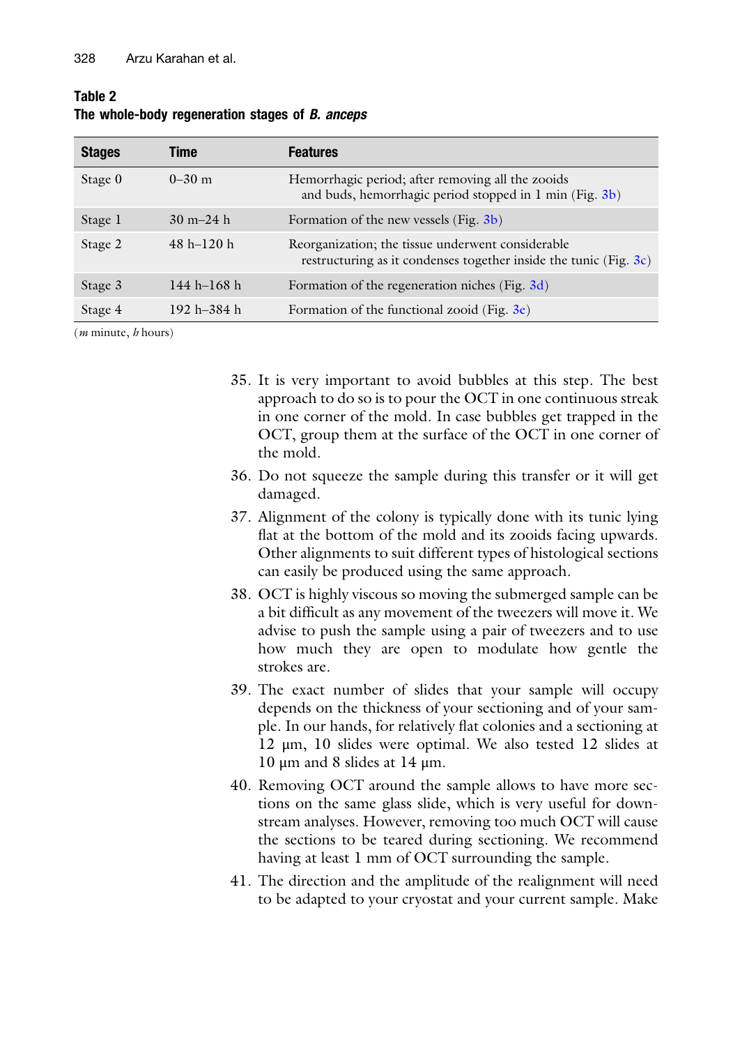**Table 2**
**The whole-body regeneration stages of *B. anceps***

| Stages | Time | Features |
|---|---|---|
| Stage 0 | 0–30 m | Hemorrhagic period; after removing all the zooids and buds, hemorrhagic period stopped in 1 min (Fig. 3b) |
| Stage 1 | 30 m–24 h | Formation of the new vessels (Fig. 3b) |
| Stage 2 | 48 h–120 h | Reorganization; the tissue underwent considerable restructuring as it condenses together inside the tunic (Fig. 3c) |
| Stage 3 | 144 h–168 h | Formation of the regeneration niches (Fig. 3d) |
| Stage 4 | 192 h–384 h | Formation of the functional zooid (Fig. 3e) |

(*m* minute, *h* hours)

35. It is very important to avoid bubbles at this step. The best approach to do so is to pour the OCT in one continuous streak in one corner of the mold. In case bubbles get trapped in the OCT, group them at the surface of the OCT in one corner of the mold.
36. Do not squeeze the sample during this transfer or it will get damaged.
37. Alignment of the colony is typically done with its tunic lying flat at the bottom of the mold and its zooids facing upwards. Other alignments to suit different types of histological sections can easily be produced using the same approach.
38. OCT is highly viscous so moving the submerged sample can be a bit difficult as any movement of the tweezers will move it. We advise to push the sample using a pair of tweezers and to use how much they are open to modulate how gentle the strokes are.
39. The exact number of slides that your sample will occupy depends on the thickness of your sectioning and of your sample. In our hands, for relatively flat colonies and a sectioning at 12 μm, 10 slides were optimal. We also tested 12 slides at 10 μm and 8 slides at 14 μm.
40. Removing OCT around the sample allows to have more sections on the same glass slide, which is very useful for downstream analyses. However, removing too much OCT will cause the sections to be teared during sectioning. We recommend having at least 1 mm of OCT surrounding the sample.
41. The direction and the amplitude of the realignment will need to be adapted to your cryostat and your current sample. Make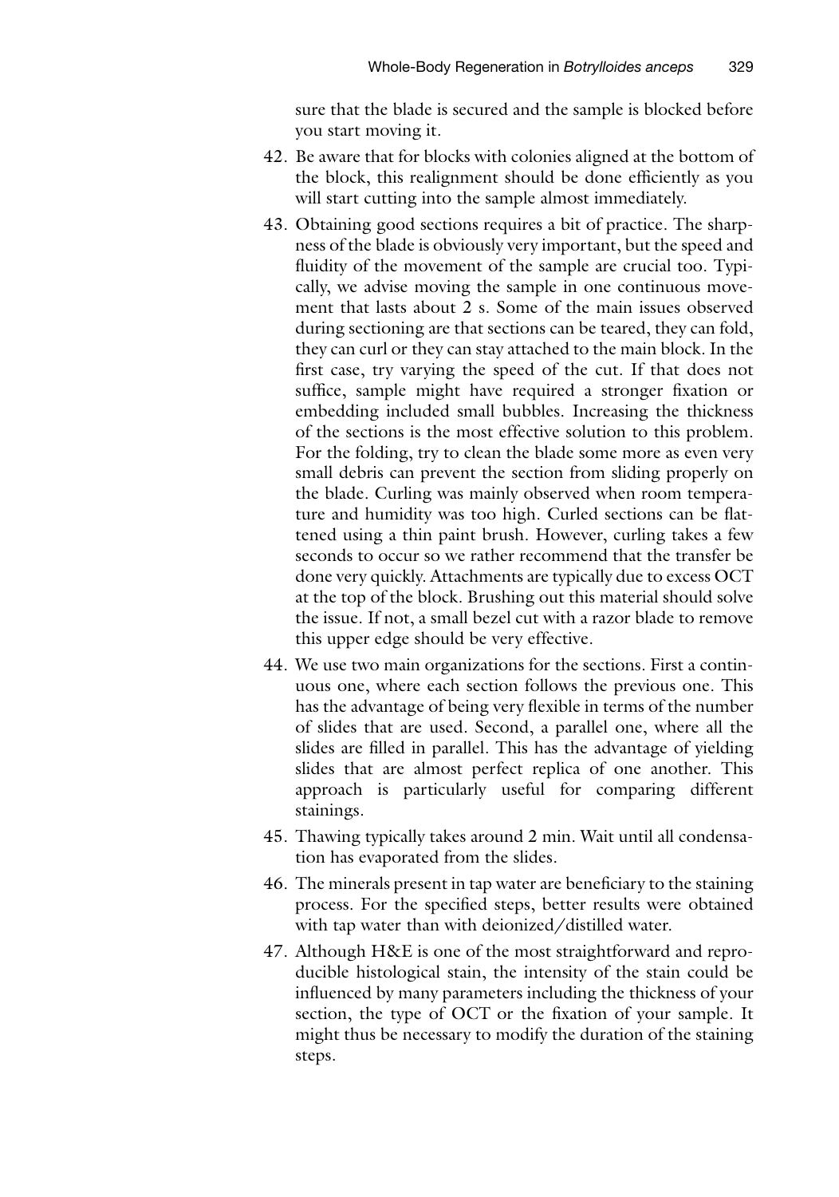sure that the blade is secured and the sample is blocked before you start moving it.

42. Be aware that for blocks with colonies aligned at the bottom of the block, this realignment should be done efficiently as you will start cutting into the sample almost immediately.
43. Obtaining good sections requires a bit of practice. The sharpness of the blade is obviously very important, but the speed and fluidity of the movement of the sample are crucial too. Typically, we advise moving the sample in one continuous movement that lasts about 2 s. Some of the main issues observed during sectioning are that sections can be teared, they can fold, they can curl or they can stay attached to the main block. In the first case, try varying the speed of the cut. If that does not suffice, sample might have required a stronger fixation or embedding included small bubbles. Increasing the thickness of the sections is the most effective solution to this problem. For the folding, try to clean the blade some more as even very small debris can prevent the section from sliding properly on the blade. Curling was mainly observed when room temperature and humidity was too high. Curled sections can be flattened using a thin paint brush. However, curling takes a few seconds to occur so we rather recommend that the transfer be done very quickly. Attachments are typically due to excess OCT at the top of the block. Brushing out this material should solve the issue. If not, a small bezel cut with a razor blade to remove this upper edge should be very effective.
44. We use two main organizations for the sections. First a continuous one, where each section follows the previous one. This has the advantage of being very flexible in terms of the number of slides that are used. Second, a parallel one, where all the slides are filled in parallel. This has the advantage of yielding slides that are almost perfect replica of one another. This approach is particularly useful for comparing different stainings.
45. Thawing typically takes around 2 min. Wait until all condensation has evaporated from the slides.
46. The minerals present in tap water are beneficiary to the staining process. For the specified steps, better results were obtained with tap water than with deionized/distilled water.
47. Although H&E is one of the most straightforward and reproducible histological stain, the intensity of the stain could be influenced by many parameters including the thickness of your section, the type of OCT or the fixation of your sample. It might thus be necessary to modify the duration of the staining steps.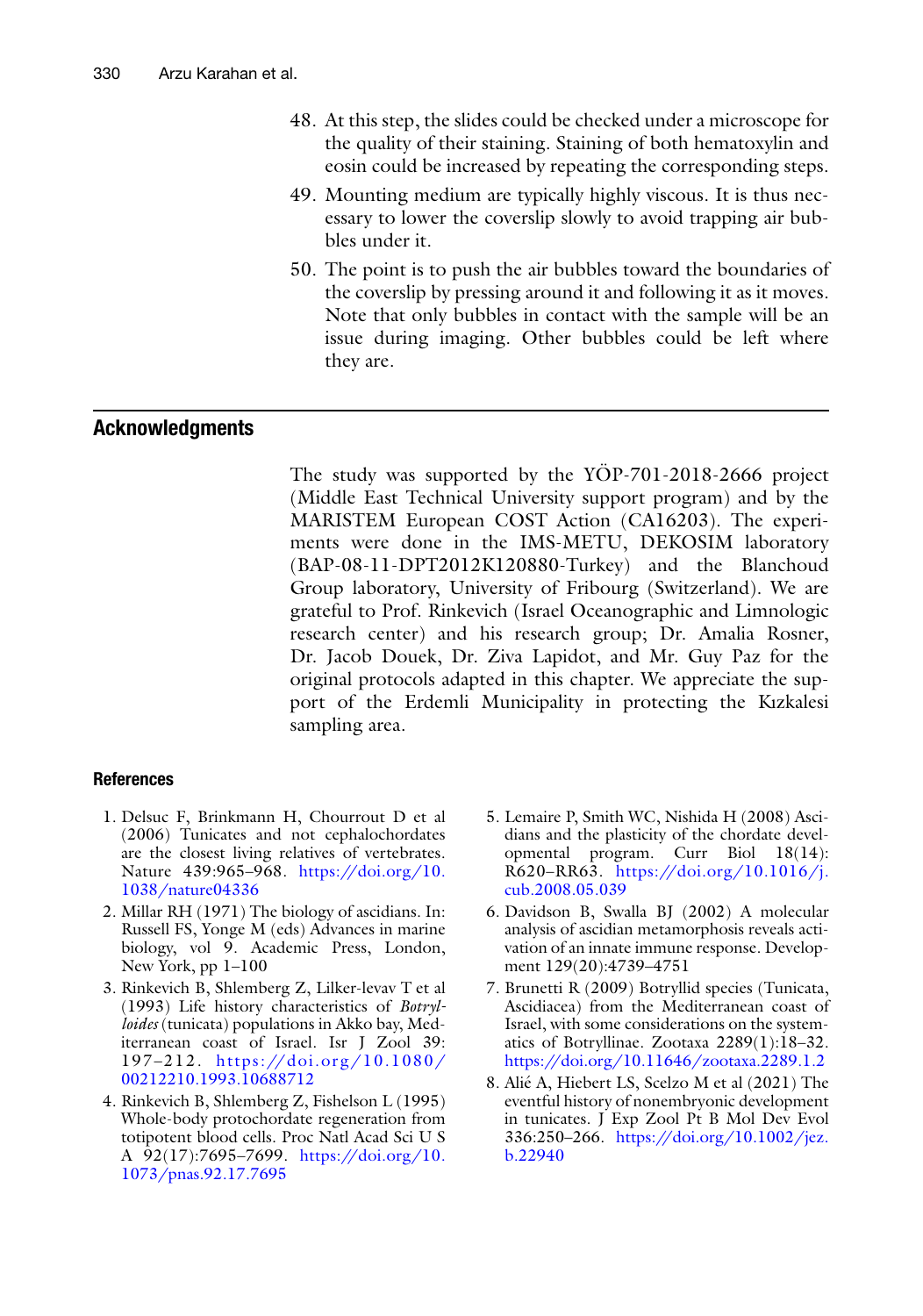48. At this step, the slides could be checked under a microscope for the quality of their staining. Staining of both hematoxylin and eosin could be increased by repeating the corresponding steps.
49. Mounting medium are typically highly viscous. It is thus necessary to lower the coverslip slowly to avoid trapping air bubbles under it.
50. The point is to push the air bubbles toward the boundaries of the coverslip by pressing around it and following it as it moves. Note that only bubbles in contact with the sample will be an issue during imaging. Other bubbles could be left where they are.

## Acknowledgments

The study was supported by the YÖP-701-2018-2666 project (Middle East Technical University support program) and by the MARISTEM European COST Action (CA16203). The experiments were done in the IMS-METU, DEKOSIM laboratory (BAP-08-11-DPT2012K120880-Turkey) and the Blanchoud Group laboratory, University of Fribourg (Switzerland). We are grateful to Prof. Rinkevich (Israel Oceanographic and Limnologic research center) and his research group; Dr. Amalia Rosner, Dr. Jacob Douek, Dr. Ziva Lapidot, and Mr. Guy Paz for the original protocols adapted in this chapter. We appreciate the support of the Erdemli Municipality in protecting the Kızkalesi sampling area.

### References

1. Delsuc F, Brinkmann H, Chourrout D et al (2006) Tunicates and not cephalochordates are the closest living relatives of vertebrates. Nature 439:965–968. https://doi.org/10.1038/nature04336
2. Millar RH (1971) The biology of ascidians. In: Russell FS, Yonge M (eds) Advances in marine biology, vol 9. Academic Press, London, New York, pp 1–100
3. Rinkevich B, Shlemberg Z, Lilker-levav T et al (1993) Life history characteristics of *Botrylloides* (tunicata) populations in Akko bay, Mediterranean coast of Israel. Isr J Zool 39:197–212. https://doi.org/10.1080/00212210.1993.10688712
4. Rinkevich B, Shlemberg Z, Fishelson L (1995) Whole-body protochordate regeneration from totipotent blood cells. Proc Natl Acad Sci U S A 92(17):7695–7699. https://doi.org/10.1073/pnas.92.17.7695
5. Lemaire P, Smith WC, Nishida H (2008) Ascidians and the plasticity of the chordate developmental program. Curr Biol 18(14):R620–RR63. https://doi.org/10.1016/j.cub.2008.05.039
6. Davidson B, Swalla BJ (2002) A molecular analysis of ascidian metamorphosis reveals activation of an innate immune response. Development 129(20):4739–4751
7. Brunetti R (2009) Botryllid species (Tunicata, Ascidiacea) from the Mediterranean coast of Israel, with some considerations on the systematics of Botryllinae. Zootaxa 2289(1):18–32. https://doi.org/10.11646/zootaxa.2289.1.2
8. Alié A, Hiebert LS, Scelzo M et al (2021) The eventful history of nonembryonic development in tunicates. J Exp Zool Pt B Mol Dev Evol 336:250–266. https://doi.org/10.1002/jez.b.22940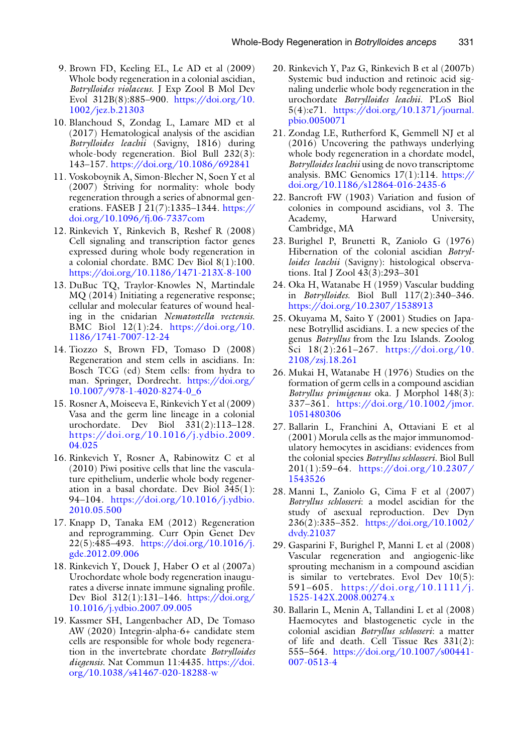9. Brown FD, Keeling EL, Le AD et al (2009) Whole body regeneration in a colonial ascidian, *Botrylloides violaceus*. J Exp Zool B Mol Dev Evol 312B(8):885–900. https://doi.org/10.1002/jez.b.21303
10. Blanchoud S, Zondag L, Lamare MD et al (2017) Hematological analysis of the ascidian *Botrylloides leachii* (Savigny, 1816) during whole-body regeneration. Biol Bull 232(3): 143–157. https://doi.org/10.1086/692841
11. Voskoboynik A, Simon-Blecher N, Soen Y et al (2007) Striving for normality: whole body regeneration through a series of abnormal generations. FASEB J 21(7):1335–1344. https://doi.org/10.1096/fj.06-7337com
12. Rinkevich Y, Rinkevich B, Reshef R (2008) Cell signaling and transcription factor genes expressed during whole body regeneration in a colonial chordate. BMC Dev Biol 8(1):100. https://doi.org/10.1186/1471-213X-8-100
13. DuBuc TQ, Traylor-Knowles N, Martindale MQ (2014) Initiating a regenerative response; cellular and molecular features of wound healing in the cnidarian *Nematostella vectensis*. BMC Biol 12(1):24. https://doi.org/10.1186/1741-7007-12-24
14. Tiozzo S, Brown FD, Tomaso D (2008) Regeneration and stem cells in ascidians. In: Bosch TCG (ed) Stem cells: from hydra to man. Springer, Dordrecht. https://doi.org/10.1007/978-1-4020-8274-0_6
15. Rosner A, Moiseeva E, Rinkevich Y et al (2009) Vasa and the germ line lineage in a colonial urochordate. Dev Biol 331(2):113–128. https://doi.org/10.1016/j.ydbio.2009.04.025
16. Rinkevich Y, Rosner A, Rabinowitz C et al (2010) Piwi positive cells that line the vasculature epithelium, underlie whole body regeneration in a basal chordate. Dev Biol 345(1): 94–104. https://doi.org/10.1016/j.ydbio.2010.05.500
17. Knapp D, Tanaka EM (2012) Regeneration and reprogramming. Curr Opin Genet Dev 22(5):485–493. https://doi.org/10.1016/j.gde.2012.09.006
18. Rinkevich Y, Douek J, Haber O et al (2007a) Urochordate whole body regeneration inaugurates a diverse innate immune signaling profile. Dev Biol 312(1):131–146. https://doi.org/10.1016/j.ydbio.2007.09.005
19. Kassmer SH, Langenbacher AD, De Tomaso AW (2020) Integrin-alpha-6+ candidate stem cells are responsible for whole body regeneration in the invertebrate chordate *Botrylloides diegensis*. Nat Commun 11:4435. https://doi.org/10.1038/s41467-020-18288-w
20. Rinkevich Y, Paz G, Rinkevich B et al (2007b) Systemic bud induction and retinoic acid signaling underlie whole body regeneration in the urochordate *Botrylloides leachii*. PLoS Biol 5(4):e71. https://doi.org/10.1371/journal.pbio.0050071
21. Zondag LE, Rutherford K, Gemmell NJ et al (2016) Uncovering the pathways underlying whole body regeneration in a chordate model, *Botrylloides leachii* using de novo transcriptome analysis. BMC Genomics 17(1):114. https://doi.org/10.1186/s12864-016-2435-6
22. Bancroft FW (1903) Variation and fusion of colonies in compound ascidians, vol 3. The Academy, Harward University, Cambridge, MA
23. Burighel P, Brunetti R, Zaniolo G (1976) Hibernation of the colonial ascidian *Botrylloides leachii* (Savigny): histological observations. Ital J Zool 43(3):293–301
24. Oka H, Watanabe H (1959) Vascular budding in *Botrylloides*. Biol Bull 117(2):340–346. https://doi.org/10.2307/1538913
25. Okuyama M, Saito Y (2001) Studies on Japanese Botryllid ascidians. I. a new species of the genus *Botryllus* from the Izu Islands. Zoolog Sci 18(2):261–267. https://doi.org/10.2108/zsj.18.261
26. Mukai H, Watanabe H (1976) Studies on the formation of germ cells in a compound ascidian *Botryllus primigenus* oka. J Morphol 148(3): 337–361. https://doi.org/10.1002/jmor.1051480306
27. Ballarin L, Franchini A, Ottaviani E et al (2001) Morula cells as the major immunomodulatory hemocytes in ascidians: evidences from the colonial species *Botryllus schlosseri*. Biol Bull 201(1):59–64. https://doi.org/10.2307/1543526
28. Manni L, Zaniolo G, Cima F et al (2007) *Botryllus schlosseri*: a model ascidian for the study of asexual reproduction. Dev Dyn 236(2):335–352. https://doi.org/10.1002/dvdy.21037
29. Gasparini F, Burighel P, Manni L et al (2008) Vascular regeneration and angiogenic-like sprouting mechanism in a compound ascidian is similar to vertebrates. Evol Dev 10(5): 591–605. https://doi.org/10.1111/j.1525-142X.2008.00274.x
30. Ballarin L, Menin A, Tallandini L et al (2008) Haemocytes and blastogenetic cycle in the colonial ascidian *Botryllus schlosseri*: a matter of life and death. Cell Tissue Res 331(2): 555–564. https://doi.org/10.1007/s00441-007-0513-4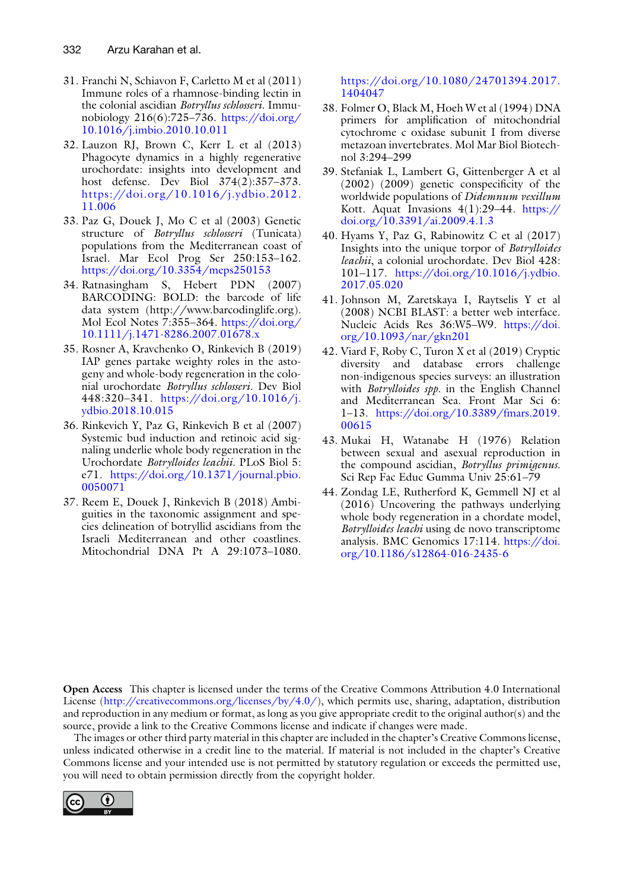31. Franchi N, Schiavon F, Carletto M et al (2011) Immune roles of a rhamnose-binding lectin in the colonial ascidian *Botryllus schlosseri*. Immunobiology 216(6):725–736. https://doi.org/10.1016/j.imbio.2010.10.011
32. Lauzon RJ, Brown C, Kerr L et al (2013) Phagocyte dynamics in a highly regenerative urochordate: insights into development and host defense. Dev Biol 374(2):357–373. https://doi.org/10.1016/j.ydbio.2012.11.006
33. Paz G, Douek J, Mo C et al (2003) Genetic structure of *Botryllus schlosseri* (Tunicata) populations from the Mediterranean coast of Israel. Mar Ecol Prog Ser 250:153–162. https://doi.org/10.3354/meps250153
34. Ratnasingham S, Hebert PDN (2007) BARCODING: BOLD: the barcode of life data system (http://www.barcodinglife.org). Mol Ecol Notes 7:355–364. https://doi.org/10.1111/j.1471-8286.2007.01678.x
35. Rosner A, Kravchenko O, Rinkevich B (2019) IAP genes partake weighty roles in the astogeny and whole-body regeneration in the colonial urochordate *Botryllus schlosseri*. Dev Biol 448:320–341. https://doi.org/10.1016/j.ydbio.2018.10.015
36. Rinkevich Y, Paz G, Rinkevich B et al (2007) Systemic bud induction and retinoic acid signaling underlie whole body regeneration in the Urochordate *Botrylloides leachii*. PLoS Biol 5: e71. https://doi.org/10.1371/journal.pbio.0050071
37. Reem E, Douek J, Rinkevich B (2018) Ambiguities in the taxonomic assignment and species delineation of botryllid ascidians from the Israeli Mediterranean and other coastlines. Mitochondrial DNA Pt A 29:1073–1080. https://doi.org/10.1080/24701394.2017.1404047
38. Folmer O, Black M, Hoeh W et al (1994) DNA primers for amplification of mitochondrial cytochrome c oxidase subunit I from diverse metazoan invertebrates. Mol Mar Biol Biotechnol 3:294–299
39. Stefaniak L, Lambert G, Gittenberger A et al (2002) (2009) genetic conspecificity of the worldwide populations of *Didemnum vexillum* Kott. Aquat Invasions 4(1):29–44. https://doi.org/10.3391/ai.2009.4.1.3
40. Hyams Y, Paz G, Rabinowitz C et al (2017) Insights into the unique torpor of *Botrylloides leachii*, a colonial urochordate. Dev Biol 428: 101–117. https://doi.org/10.1016/j.ydbio.2017.05.020
41. Johnson M, Zaretskaya I, Raytselis Y et al (2008) NCBI BLAST: a better web interface. Nucleic Acids Res 36:W5–W9. https://doi.org/10.1093/nar/gkn201
42. Viard F, Roby C, Turon X et al (2019) Cryptic diversity and database errors challenge non-indigenous species surveys: an illustration with *Botrylloides spp.* in the English Channel and Mediterranean Sea. Front Mar Sci 6: 1–13. https://doi.org/10.3389/fmars.2019.00615
43. Mukai H, Watanabe H (1976) Relation between sexual and asexual reproduction in the compound ascidian, *Botryllus primigenus*. Sci Rep Fac Educ Gumma Univ 25:61–79
44. Zondag LE, Rutherford K, Gemmell NJ et al (2016) Uncovering the pathways underlying whole body regeneration in a chordate model, *Botrylloides leachi* using de novo transcriptome analysis. BMC Genomics 17:114. https://doi.org/10.1186/s12864-016-2435-6

**Open Access** This chapter is licensed under the terms of the Creative Commons Attribution 4.0 International License (http://creativecommons.org/licenses/by/4.0/), which permits use, sharing, adaptation, distribution and reproduction in any medium or format, as long as you give appropriate credit to the original author(s) and the source, provide a link to the Creative Commons license and indicate if changes were made.

The images or other third party material in this chapter are included in the chapter's Creative Commons license, unless indicated otherwise in a credit line to the material. If material is not included in the chapter's Creative Commons license and your intended use is not permitted by statutory regulation or exceeds the permitted use, you will need to obtain permission directly from the copyright holder.